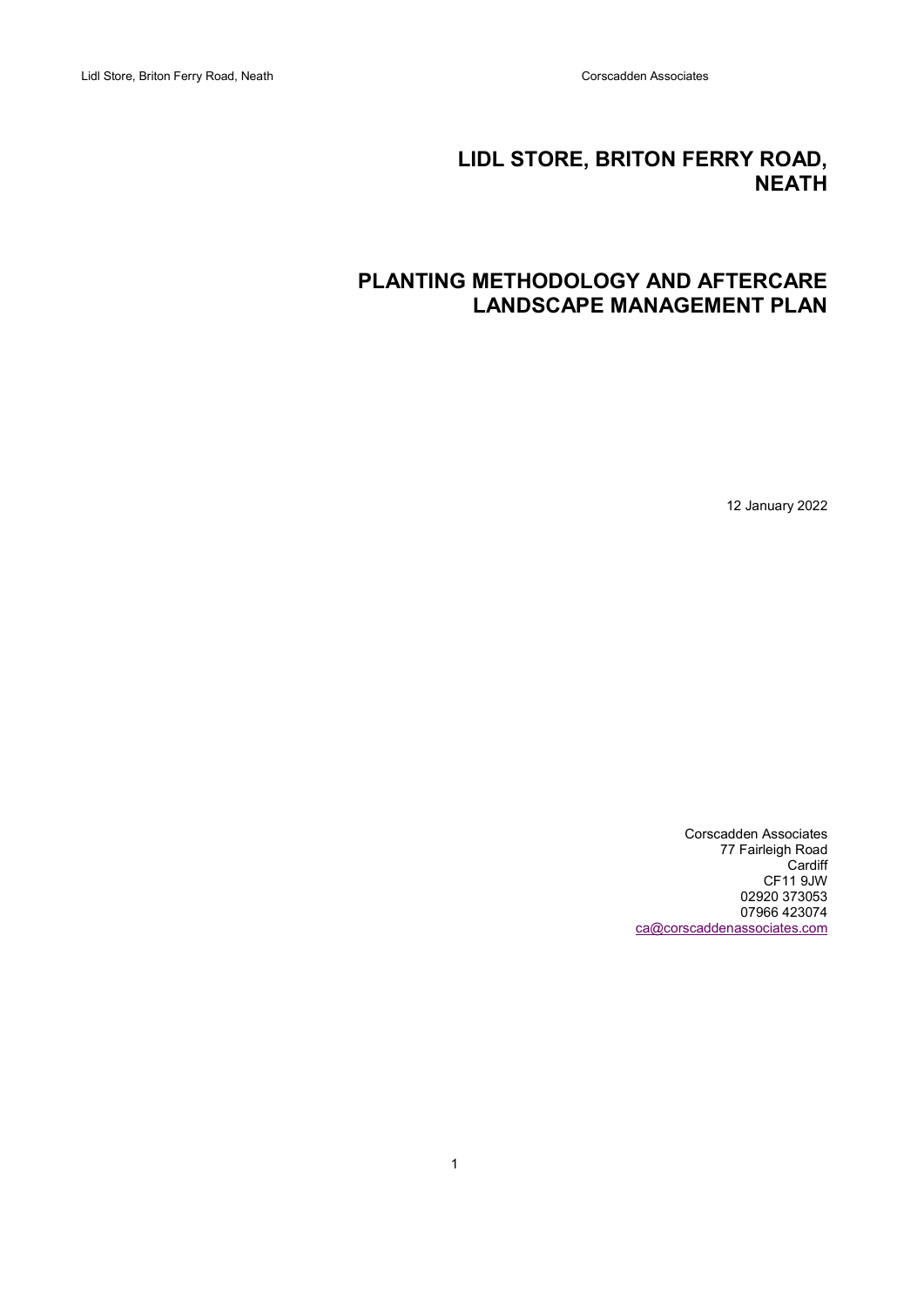# LIDL STORE, BRITON FERRY ROAD, NEATH

# PLANTING METHODOLOGY AND AFTERCARE LANDSCAPE MANAGEMENT PLAN

12 January 2022

Corscadden Associates
77 Fairleigh Road
Cardiff
CF11 9JW
02920 373053
07966 423074
ca@corscaddenassociates.com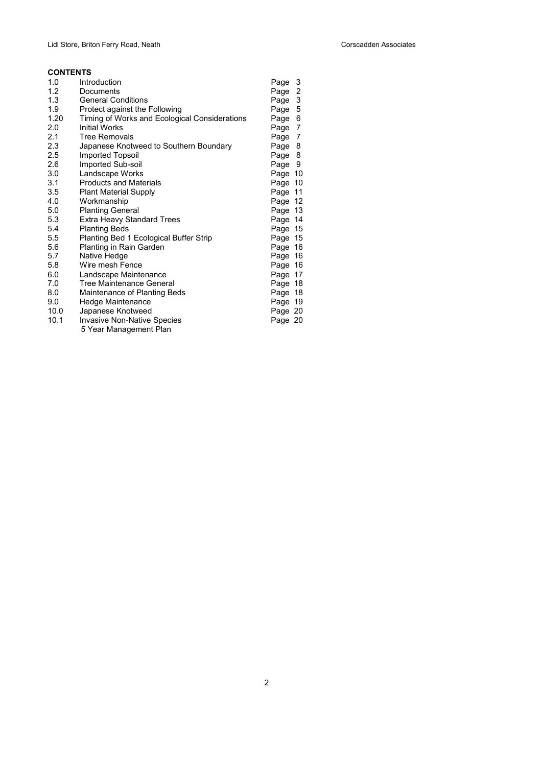## CONTENTS

| | | |
|---|---|---|
| 1.0 | Introduction | Page 3 |
| 1.2 | Documents | Page 2 |
| 1.3 | General Conditions | Page 3 |
| 1.9 | Protect against the Following | Page 5 |
| 1.20 | Timing of Works and Ecological Considerations | Page 6 |
| 2.0 | Initial Works | Page 7 |
| 2.1 | Tree Removals | Page 7 |
| 2.3 | Japanese Knotweed to Southern Boundary | Page 8 |
| 2.5 | Imported Topsoil | Page 8 |
| 2.6 | Imported Sub-soil | Page 9 |
| 3.0 | Landscape Works | Page 10 |
| 3.1 | Products and Materials | Page 10 |
| 3.5 | Plant Material Supply | Page 11 |
| 4.0 | Workmanship | Page 12 |
| 5.0 | Planting General | Page 13 |
| 5.3 | Extra Heavy Standard Trees | Page 14 |
| 5.4 | Planting Beds | Page 15 |
| 5.5 | Planting Bed 1 Ecological Buffer Strip | Page 15 |
| 5.6 | Planting in Rain Garden | Page 16 |
| 5.7 | Native Hedge | Page 16 |
| 5.8 | Wire mesh Fence | Page 16 |
| 6.0 | Landscape Maintenance | Page 17 |
| 7.0 | Tree Maintenance General | Page 18 |
| 8.0 | Maintenance of Planting Beds | Page 18 |
| 9.0 | Hedge Maintenance | Page 19 |
| 10.0 | Japanese Knotweed | Page 20 |
| 10.1 | Invasive Non-Native Species | Page 20 |
| | 5 Year Management Plan | |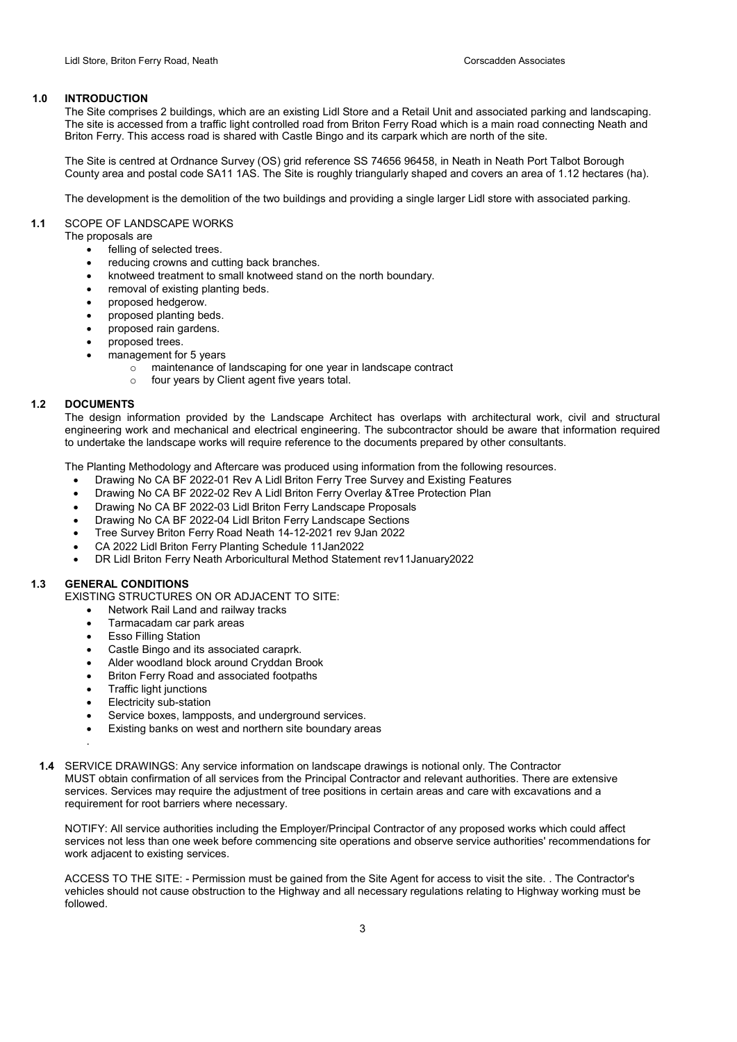## 1.0 INTRODUCTION

The Site comprises 2 buildings, which are an existing Lidl Store and a Retail Unit and associated parking and landscaping. The site is accessed from a traffic light controlled road from Briton Ferry Road which is a main road connecting Neath and Briton Ferry. This access road is shared with Castle Bingo and its carpark which are north of the site.

The Site is centred at Ordnance Survey (OS) grid reference SS 74656 96458, in Neath in Neath Port Talbot Borough County area and postal code SA11 1AS. The Site is roughly triangularly shaped and covers an area of 1.12 hectares (ha).

The development is the demolition of the two buildings and providing a single larger Lidl store with associated parking.

### 1.1 SCOPE OF LANDSCAPE WORKS

The proposals are

- felling of selected trees.
- reducing crowns and cutting back branches.
- knotweed treatment to small knotweed stand on the north boundary.
- removal of existing planting beds.
- proposed hedgerow.
- proposed planting beds.
- proposed rain gardens.
- proposed trees.
- management for 5 years
  - maintenance of landscaping for one year in landscape contract
  - four years by Client agent five years total.

### 1.2 DOCUMENTS

The design information provided by the Landscape Architect has overlaps with architectural work, civil and structural engineering work and mechanical and electrical engineering. The subcontractor should be aware that information required to undertake the landscape works will require reference to the documents prepared by other consultants.

The Planting Methodology and Aftercare was produced using information from the following resources.

- Drawing No CA BF 2022-01 Rev A Lidl Briton Ferry Tree Survey and Existing Features
- Drawing No CA BF 2022-02 Rev A Lidl Briton Ferry Overlay &Tree Protection Plan
- Drawing No CA BF 2022-03 Lidl Briton Ferry Landscape Proposals
- Drawing No CA BF 2022-04 Lidl Briton Ferry Landscape Sections
- Tree Survey Briton Ferry Road Neath 14-12-2021 rev 9Jan 2022
- CA 2022 Lidl Briton Ferry Planting Schedule 11Jan2022
- DR Lidl Briton Ferry Neath Arboricultural Method Statement rev11January2022

### 1.3 GENERAL CONDITIONS

EXISTING STRUCTURES ON OR ADJACENT TO SITE:

- Network Rail Land and railway tracks
- Tarmacadam car park areas
- Esso Filling Station
- Castle Bingo and its associated caraprk.
- Alder woodland block around Cryddan Brook
- Briton Ferry Road and associated footpaths
- Traffic light junctions
- Electricity sub-station
- Service boxes, lampposts, and underground services.
- Existing banks on west and northern site boundary areas

.

**1.4** SERVICE DRAWINGS: Any service information on landscape drawings is notional only. The Contractor MUST obtain confirmation of all services from the Principal Contractor and relevant authorities. There are extensive services. Services may require the adjustment of tree positions in certain areas and care with excavations and a requirement for root barriers where necessary.

NOTIFY: All service authorities including the Employer/Principal Contractor of any proposed works which could affect services not less than one week before commencing site operations and observe service authorities' recommendations for work adjacent to existing services.

ACCESS TO THE SITE: - Permission must be gained from the Site Agent for access to visit the site. . The Contractor's vehicles should not cause obstruction to the Highway and all necessary regulations relating to Highway working must be followed.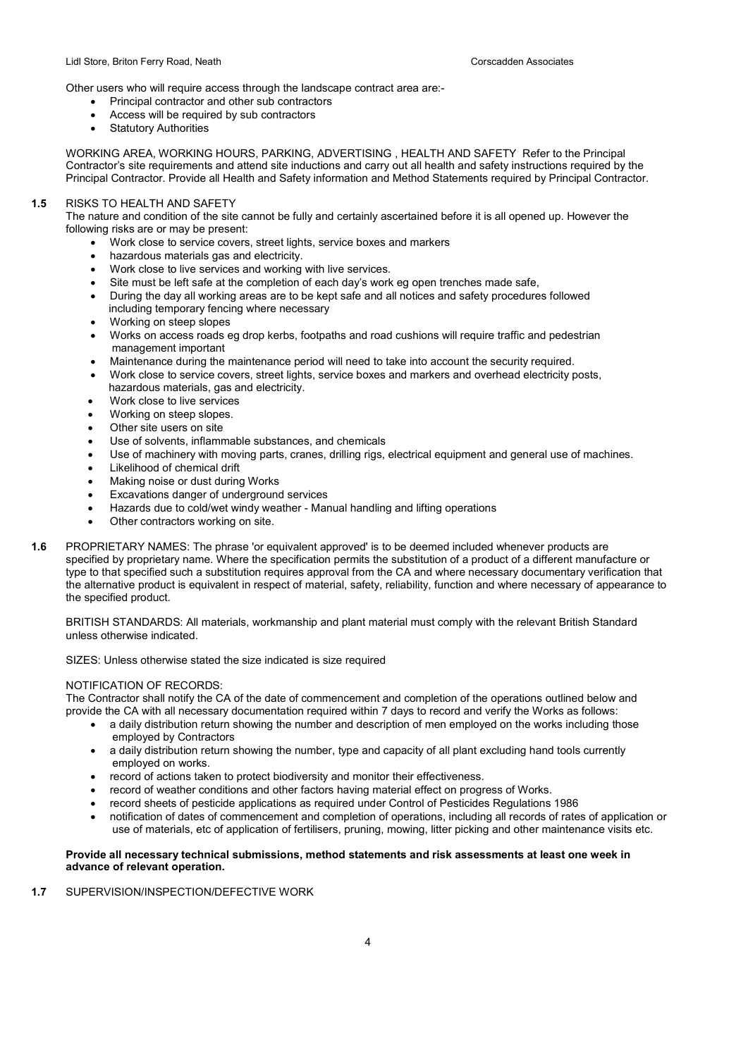Other users who will require access through the landscape contract area are:-

- Principal contractor and other sub contractors
- Access will be required by sub contractors
- Statutory Authorities

WORKING AREA, WORKING HOURS, PARKING, ADVERTISING , HEALTH AND SAFETY Refer to the Principal Contractor's site requirements and attend site inductions and carry out all health and safety instructions required by the Principal Contractor. Provide all Health and Safety information and Method Statements required by Principal Contractor.

**1.5** RISKS TO HEALTH AND SAFETY

The nature and condition of the site cannot be fully and certainly ascertained before it is all opened up. However the following risks are or may be present:

- Work close to service covers, street lights, service boxes and markers
- hazardous materials gas and electricity.
- Work close to live services and working with live services.
- Site must be left safe at the completion of each day's work eg open trenches made safe,
- During the day all working areas are to be kept safe and all notices and safety procedures followed including temporary fencing where necessary
- Working on steep slopes
- Works on access roads eg drop kerbs, footpaths and road cushions will require traffic and pedestrian management important
- Maintenance during the maintenance period will need to take into account the security required.
- Work close to service covers, street lights, service boxes and markers and overhead electricity posts, hazardous materials, gas and electricity.
- Work close to live services
- Working on steep slopes.
- Other site users on site
- Use of solvents, inflammable substances, and chemicals
- Use of machinery with moving parts, cranes, drilling rigs, electrical equipment and general use of machines.
- Likelihood of chemical drift
- Making noise or dust during Works
- Excavations danger of underground services
- Hazards due to cold/wet windy weather - Manual handling and lifting operations
- Other contractors working on site.

**1.6** PROPRIETARY NAMES: The phrase 'or equivalent approved' is to be deemed included whenever products are specified by proprietary name. Where the specification permits the substitution of a product of a different manufacture or type to that specified such a substitution requires approval from the CA and where necessary documentary verification that the alternative product is equivalent in respect of material, safety, reliability, function and where necessary of appearance to the specified product.

BRITISH STANDARDS: All materials, workmanship and plant material must comply with the relevant British Standard unless otherwise indicated.

SIZES: Unless otherwise stated the size indicated is size required

NOTIFICATION OF RECORDS:

The Contractor shall notify the CA of the date of commencement and completion of the operations outlined below and provide the CA with all necessary documentation required within 7 days to record and verify the Works as follows:

- a daily distribution return showing the number and description of men employed on the works including those employed by Contractors
- a daily distribution return showing the number, type and capacity of all plant excluding hand tools currently employed on works.
- record of actions taken to protect biodiversity and monitor their effectiveness.
- record of weather conditions and other factors having material effect on progress of Works.
- record sheets of pesticide applications as required under Control of Pesticides Regulations 1986
- notification of dates of commencement and completion of operations, including all records of rates of application or use of materials, etc of application of fertilisers, pruning, mowing, litter picking and other maintenance visits etc.

**Provide all necessary technical submissions, method statements and risk assessments at least one week in advance of relevant operation.**

**1.7** SUPERVISION/INSPECTION/DEFECTIVE WORK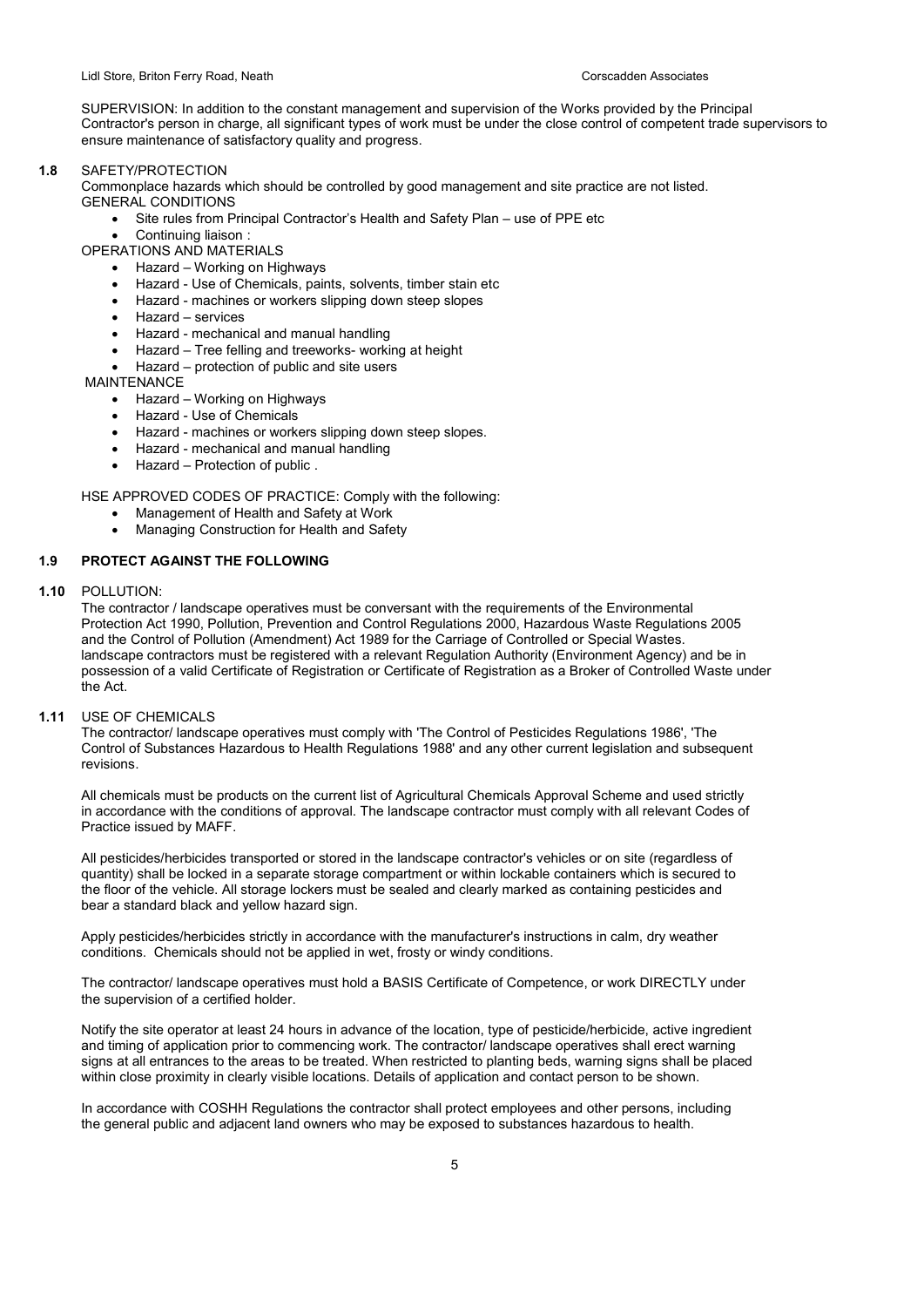SUPERVISION: In addition to the constant management and supervision of the Works provided by the Principal Contractor's person in charge, all significant types of work must be under the close control of competent trade supervisors to ensure maintenance of satisfactory quality and progress.

**1.8** SAFETY/PROTECTION

Commonplace hazards which should be controlled by good management and site practice are not listed.

GENERAL CONDITIONS

- Site rules from Principal Contractor's Health and Safety Plan – use of PPE etc
- Continuing liaison :

OPERATIONS AND MATERIALS

- Hazard – Working on Highways
- Hazard - Use of Chemicals, paints, solvents, timber stain etc
- Hazard - machines or workers slipping down steep slopes
- Hazard – services
- Hazard - mechanical and manual handling
- Hazard – Tree felling and treeworks- working at height
- Hazard – protection of public and site users

MAINTENANCE

- Hazard – Working on Highways
- Hazard - Use of Chemicals
- Hazard - machines or workers slipping down steep slopes.
- Hazard - mechanical and manual handling
- Hazard – Protection of public .

HSE APPROVED CODES OF PRACTICE: Comply with the following:

- Management of Health and Safety at Work
- Managing Construction for Health and Safety

**1.9 PROTECT AGAINST THE FOLLOWING**

**1.10** POLLUTION:

The contractor / landscape operatives must be conversant with the requirements of the Environmental Protection Act 1990, Pollution, Prevention and Control Regulations 2000, Hazardous Waste Regulations 2005 and the Control of Pollution (Amendment) Act 1989 for the Carriage of Controlled or Special Wastes. landscape contractors must be registered with a relevant Regulation Authority (Environment Agency) and be in possession of a valid Certificate of Registration or Certificate of Registration as a Broker of Controlled Waste under the Act.

**1.11** USE OF CHEMICALS

The contractor/ landscape operatives must comply with 'The Control of Pesticides Regulations 1986', 'The Control of Substances Hazardous to Health Regulations 1988' and any other current legislation and subsequent revisions.

All chemicals must be products on the current list of Agricultural Chemicals Approval Scheme and used strictly in accordance with the conditions of approval. The landscape contractor must comply with all relevant Codes of Practice issued by MAFF.

All pesticides/herbicides transported or stored in the landscape contractor's vehicles or on site (regardless of quantity) shall be locked in a separate storage compartment or within lockable containers which is secured to the floor of the vehicle. All storage lockers must be sealed and clearly marked as containing pesticides and bear a standard black and yellow hazard sign.

Apply pesticides/herbicides strictly in accordance with the manufacturer's instructions in calm, dry weather conditions. Chemicals should not be applied in wet, frosty or windy conditions.

The contractor/ landscape operatives must hold a BASIS Certificate of Competence, or work DIRECTLY under the supervision of a certified holder.

Notify the site operator at least 24 hours in advance of the location, type of pesticide/herbicide, active ingredient and timing of application prior to commencing work. The contractor/ landscape operatives shall erect warning signs at all entrances to the areas to be treated. When restricted to planting beds, warning signs shall be placed within close proximity in clearly visible locations. Details of application and contact person to be shown.

In accordance with COSHH Regulations the contractor shall protect employees and other persons, including the general public and adjacent land owners who may be exposed to substances hazardous to health.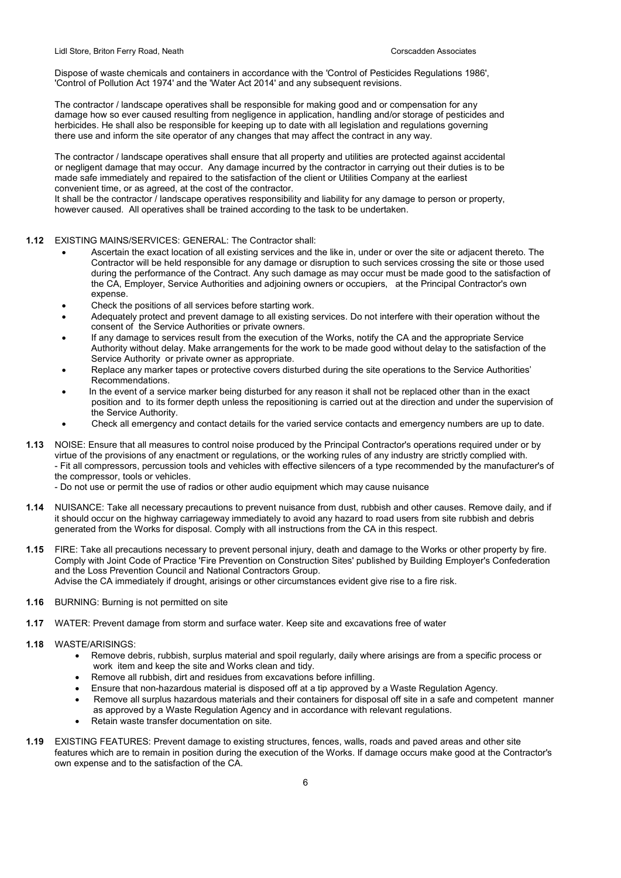Dispose of waste chemicals and containers in accordance with the 'Control of Pesticides Regulations 1986', 'Control of Pollution Act 1974' and the 'Water Act 2014' and any subsequent revisions.

The contractor / landscape operatives shall be responsible for making good and or compensation for any damage how so ever caused resulting from negligence in application, handling and/or storage of pesticides and herbicides. He shall also be responsible for keeping up to date with all legislation and regulations governing there use and inform the site operator of any changes that may affect the contract in any way.

The contractor / landscape operatives shall ensure that all property and utilities are protected against accidental or negligent damage that may occur. Any damage incurred by the contractor in carrying out their duties is to be made safe immediately and repaired to the satisfaction of the client or Utilities Company at the earliest convenient time, or as agreed, at the cost of the contractor.
It shall be the contractor / landscape operatives responsibility and liability for any damage to person or property, however caused. All operatives shall be trained according to the task to be undertaken.

**1.12** EXISTING MAINS/SERVICES: GENERAL: The Contractor shall:

- Ascertain the exact location of all existing services and the like in, under or over the site or adjacent thereto. The Contractor will be held responsible for any damage or disruption to such services crossing the site or those used during the performance of the Contract. Any such damage as may occur must be made good to the satisfaction of the CA, Employer, Service Authorities and adjoining owners or occupiers, at the Principal Contractor's own expense.
- Check the positions of all services before starting work.
- Adequately protect and prevent damage to all existing services. Do not interfere with their operation without the consent of the Service Authorities or private owners.
- If any damage to services result from the execution of the Works, notify the CA and the appropriate Service Authority without delay. Make arrangements for the work to be made good without delay to the satisfaction of the Service Authority or private owner as appropriate.
- Replace any marker tapes or protective covers disturbed during the site operations to the Service Authorities' Recommendations.
- In the event of a service marker being disturbed for any reason it shall not be replaced other than in the exact position and to its former depth unless the repositioning is carried out at the direction and under the supervision of the Service Authority.
- Check all emergency and contact details for the varied service contacts and emergency numbers are up to date.

**1.13** NOISE: Ensure that all measures to control noise produced by the Principal Contractor's operations required under or by virtue of the provisions of any enactment or regulations, or the working rules of any industry are strictly complied with.
- Fit all compressors, percussion tools and vehicles with effective silencers of a type recommended by the manufacturer's of the compressor, tools or vehicles.
- Do not use or permit the use of radios or other audio equipment which may cause nuisance

**1.14** NUISANCE: Take all necessary precautions to prevent nuisance from dust, rubbish and other causes. Remove daily, and if it should occur on the highway carriageway immediately to avoid any hazard to road users from site rubbish and debris generated from the Works for disposal. Comply with all instructions from the CA in this respect.

**1.15** FIRE: Take all precautions necessary to prevent personal injury, death and damage to the Works or other property by fire. Comply with Joint Code of Practice 'Fire Prevention on Construction Sites' published by Building Employer's Confederation and the Loss Prevention Council and National Contractors Group.
Advise the CA immediately if drought, arisings or other circumstances evident give rise to a fire risk.

**1.16** BURNING: Burning is not permitted on site

**1.17** WATER: Prevent damage from storm and surface water. Keep site and excavations free of water

**1.18** WASTE/ARISINGS:

- Remove debris, rubbish, surplus material and spoil regularly, daily where arisings are from a specific process or work item and keep the site and Works clean and tidy.
- Remove all rubbish, dirt and residues from excavations before infilling.
- Ensure that non-hazardous material is disposed off at a tip approved by a Waste Regulation Agency.
- Remove all surplus hazardous materials and their containers for disposal off site in a safe and competent manner as approved by a Waste Regulation Agency and in accordance with relevant regulations.
- Retain waste transfer documentation on site.

**1.19** EXISTING FEATURES: Prevent damage to existing structures, fences, walls, roads and paved areas and other site features which are to remain in position during the execution of the Works. If damage occurs make good at the Contractor's own expense and to the satisfaction of the CA.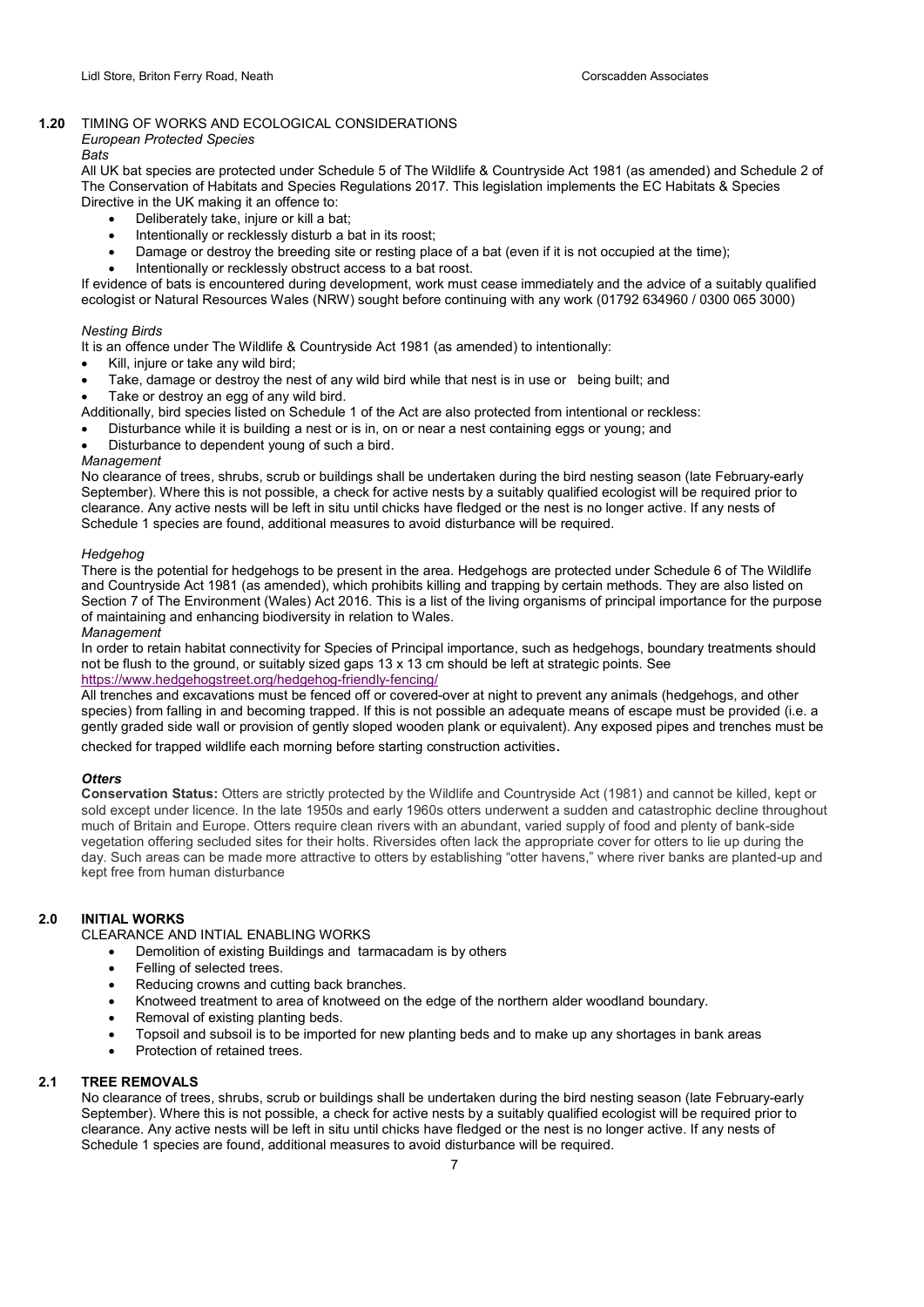## 1.20 TIMING OF WORKS AND ECOLOGICAL CONSIDERATIONS

*European Protected Species*

*Bats*

All UK bat species are protected under Schedule 5 of The Wildlife & Countryside Act 1981 (as amended) and Schedule 2 of The Conservation of Habitats and Species Regulations 2017. This legislation implements the EC Habitats & Species Directive in the UK making it an offence to:

- Deliberately take, injure or kill a bat;
- Intentionally or recklessly disturb a bat in its roost;
- Damage or destroy the breeding site or resting place of a bat (even if it is not occupied at the time);
- Intentionally or recklessly obstruct access to a bat roost.

If evidence of bats is encountered during development, work must cease immediately and the advice of a suitably qualified ecologist or Natural Resources Wales (NRW) sought before continuing with any work (01792 634960 / 0300 065 3000)

*Nesting Birds*

It is an offence under The Wildlife & Countryside Act 1981 (as amended) to intentionally:

- Kill, injure or take any wild bird;
- Take, damage or destroy the nest of any wild bird while that nest is in use or being built; and
- Take or destroy an egg of any wild bird.

Additionally, bird species listed on Schedule 1 of the Act are also protected from intentional or reckless:

- Disturbance while it is building a nest or is in, on or near a nest containing eggs or young; and
- Disturbance to dependent young of such a bird.

*Management*

No clearance of trees, shrubs, scrub or buildings shall be undertaken during the bird nesting season (late February-early September). Where this is not possible, a check for active nests by a suitably qualified ecologist will be required prior to clearance. Any active nests will be left in situ until chicks have fledged or the nest is no longer active. If any nests of Schedule 1 species are found, additional measures to avoid disturbance will be required.

*Hedgehog*

There is the potential for hedgehogs to be present in the area. Hedgehogs are protected under Schedule 6 of The Wildlife and Countryside Act 1981 (as amended), which prohibits killing and trapping by certain methods. They are also listed on Section 7 of The Environment (Wales) Act 2016. This is a list of the living organisms of principal importance for the purpose of maintaining and enhancing biodiversity in relation to Wales.

*Management*

In order to retain habitat connectivity for Species of Principal importance, such as hedgehogs, boundary treatments should not be flush to the ground, or suitably sized gaps 13 x 13 cm should be left at strategic points. See https://www.hedgehogstreet.org/hedgehog-friendly-fencing/

All trenches and excavations must be fenced off or covered-over at night to prevent any animals (hedgehogs, and other species) from falling in and becoming trapped. If this is not possible an adequate means of escape must be provided (i.e. a gently graded side wall or provision of gently sloped wooden plank or equivalent). Any exposed pipes and trenches must be checked for trapped wildlife each morning before starting construction activities.

***Otters***

**Conservation Status:** Otters are strictly protected by the Wildlife and Countryside Act (1981) and cannot be killed, kept or sold except under licence. In the late 1950s and early 1960s otters underwent a sudden and catastrophic decline throughout much of Britain and Europe. Otters require clean rivers with an abundant, varied supply of food and plenty of bank-side vegetation offering secluded sites for their holts. Riversides often lack the appropriate cover for otters to lie up during the day. Such areas can be made more attractive to otters by establishing "otter havens," where river banks are planted-up and kept free from human disturbance

## 2.0 INITIAL WORKS

CLEARANCE AND INTIAL ENABLING WORKS

- Demolition of existing Buildings and tarmacadam is by others
- Felling of selected trees.
- Reducing crowns and cutting back branches.
- Knotweed treatment to area of knotweed on the edge of the northern alder woodland boundary.
- Removal of existing planting beds.
- Topsoil and subsoil is to be imported for new planting beds and to make up any shortages in bank areas
- Protection of retained trees.

## 2.1 TREE REMOVALS

No clearance of trees, shrubs, scrub or buildings shall be undertaken during the bird nesting season (late February-early September). Where this is not possible, a check for active nests by a suitably qualified ecologist will be required prior to clearance. Any active nests will be left in situ until chicks have fledged or the nest is no longer active. If any nests of Schedule 1 species are found, additional measures to avoid disturbance will be required.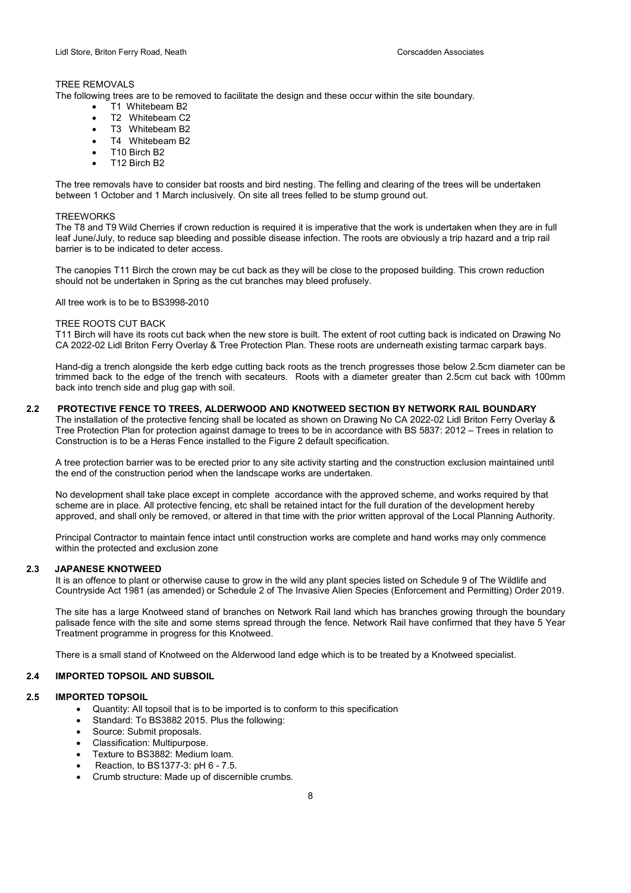TREE REMOVALS

The following trees are to be removed to facilitate the design and these occur within the site boundary.

- T1 Whitebeam B2
- T2 Whitebeam C2
- T3 Whitebeam B2
- T4 Whitebeam B2
- T10 Birch B2
- T12 Birch B2

The tree removals have to consider bat roosts and bird nesting. The felling and clearing of the trees will be undertaken between 1 October and 1 March inclusively. On site all trees felled to be stump ground out.

TREEWORKS

The T8 and T9 Wild Cherries if crown reduction is required it is imperative that the work is undertaken when they are in full leaf June/July, to reduce sap bleeding and possible disease infection. The roots are obviously a trip hazard and a trip rail barrier is to be indicated to deter access.

The canopies T11 Birch the crown may be cut back as they will be close to the proposed building. This crown reduction should not be undertaken in Spring as the cut branches may bleed profusely.

All tree work is to be to BS3998-2010

TREE ROOTS CUT BACK

T11 Birch will have its roots cut back when the new store is built. The extent of root cutting back is indicated on Drawing No CA 2022-02 Lidl Briton Ferry Overlay & Tree Protection Plan. These roots are underneath existing tarmac carpark bays.

Hand-dig a trench alongside the kerb edge cutting back roots as the trench progresses those below 2.5cm diameter can be trimmed back to the edge of the trench with secateurs. Roots with a diameter greater than 2.5cm cut back with 100mm back into trench side and plug gap with soil.

## 2.2 PROTECTIVE FENCE TO TREES, ALDERWOOD AND KNOTWEED SECTION BY NETWORK RAIL BOUNDARY

The installation of the protective fencing shall be located as shown on Drawing No CA 2022-02 Lidl Briton Ferry Overlay & Tree Protection Plan for protection against damage to trees to be in accordance with BS 5837: 2012 – Trees in relation to Construction is to be a Heras Fence installed to the Figure 2 default specification.

A tree protection barrier was to be erected prior to any site activity starting and the construction exclusion maintained until the end of the construction period when the landscape works are undertaken.

No development shall take place except in complete accordance with the approved scheme, and works required by that scheme are in place. All protective fencing, etc shall be retained intact for the full duration of the development hereby approved, and shall only be removed, or altered in that time with the prior written approval of the Local Planning Authority.

Principal Contractor to maintain fence intact until construction works are complete and hand works may only commence within the protected and exclusion zone

## 2.3 JAPANESE KNOTWEED

It is an offence to plant or otherwise cause to grow in the wild any plant species listed on Schedule 9 of The Wildlife and Countryside Act 1981 (as amended) or Schedule 2 of The Invasive Alien Species (Enforcement and Permitting) Order 2019.

The site has a large Knotweed stand of branches on Network Rail land which has branches growing through the boundary palisade fence with the site and some stems spread through the fence. Network Rail have confirmed that they have 5 Year Treatment programme in progress for this Knotweed.

There is a small stand of Knotweed on the Alderwood land edge which is to be treated by a Knotweed specialist.

## 2.4 IMPORTED TOPSOIL AND SUBSOIL

## 2.5 IMPORTED TOPSOIL

- Quantity: All topsoil that is to be imported is to conform to this specification
- Standard: To BS3882 2015. Plus the following:
- Source: Submit proposals.
- Classification: Multipurpose.
- Texture to BS3882: Medium loam.
- Reaction, to BS1377-3: pH 6 - 7.5.
- Crumb structure: Made up of discernible crumbs.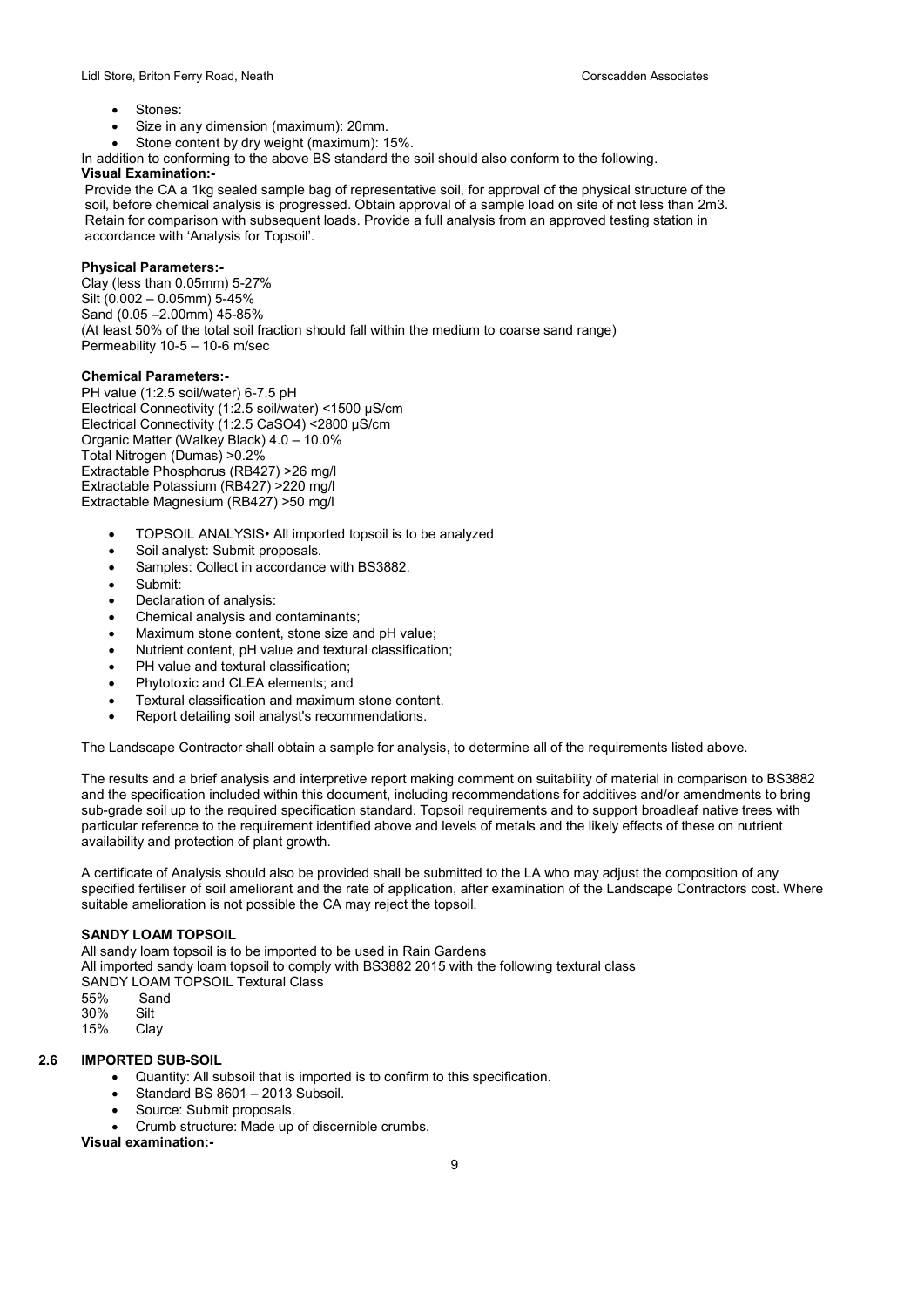- Stones:
- Size in any dimension (maximum): 20mm.
- Stone content by dry weight (maximum): 15%.

In addition to conforming to the above BS standard the soil should also conform to the following.

**Visual Examination:-**

Provide the CA a 1kg sealed sample bag of representative soil, for approval of the physical structure of the soil, before chemical analysis is progressed. Obtain approval of a sample load on site of not less than 2m3. Retain for comparison with subsequent loads. Provide a full analysis from an approved testing station in accordance with 'Analysis for Topsoil'.

**Physical Parameters:-**

Clay (less than 0.05mm) 5-27%
Silt (0.002 – 0.05mm) 5-45%
Sand (0.05 –2.00mm) 45-85%
(At least 50% of the total soil fraction should fall within the medium to coarse sand range)
Permeability 10-5 – 10-6 m/sec

**Chemical Parameters:-**

PH value (1:2.5 soil/water) 6-7.5 pH
Electrical Connectivity (1:2.5 soil/water) <1500 μS/cm
Electrical Connectivity (1:2.5 CaSO4) <2800 μS/cm
Organic Matter (Walkey Black) 4.0 – 10.0%
Total Nitrogen (Dumas) >0.2%
Extractable Phosphorus (RB427) >26 mg/l
Extractable Potassium (RB427) >220 mg/l
Extractable Magnesium (RB427) >50 mg/l

- TOPSOIL ANALYSIS• All imported topsoil is to be analyzed
- Soil analyst: Submit proposals.
- Samples: Collect in accordance with BS3882.
- Submit:
- Declaration of analysis:
- Chemical analysis and contaminants;
- Maximum stone content, stone size and pH value;
- Nutrient content, pH value and textural classification;
- PH value and textural classification;
- Phytotoxic and CLEA elements; and
- Textural classification and maximum stone content.
- Report detailing soil analyst's recommendations.

The Landscape Contractor shall obtain a sample for analysis, to determine all of the requirements listed above.

The results and a brief analysis and interpretive report making comment on suitability of material in comparison to BS3882 and the specification included within this document, including recommendations for additives and/or amendments to bring sub-grade soil up to the required specification standard. Topsoil requirements and to support broadleaf native trees with particular reference to the requirement identified above and levels of metals and the likely effects of these on nutrient availability and protection of plant growth.

A certificate of Analysis should also be provided shall be submitted to the LA who may adjust the composition of any specified fertiliser of soil ameliorant and the rate of application, after examination of the Landscape Contractors cost. Where suitable amelioration is not possible the CA may reject the topsoil.

**SANDY LOAM TOPSOIL**

All sandy loam topsoil is to be imported to be used in Rain Gardens
All imported sandy loam topsoil to comply with BS3882 2015 with the following textural class
SANDY LOAM TOPSOIL Textural Class
55% Sand
30% Silt
15% Clay

## 2.6 IMPORTED SUB-SOIL

- Quantity: All subsoil that is imported is to confirm to this specification.
- Standard BS 8601 – 2013 Subsoil.
- Source: Submit proposals.
- Crumb structure: Made up of discernible crumbs.

**Visual examination:-**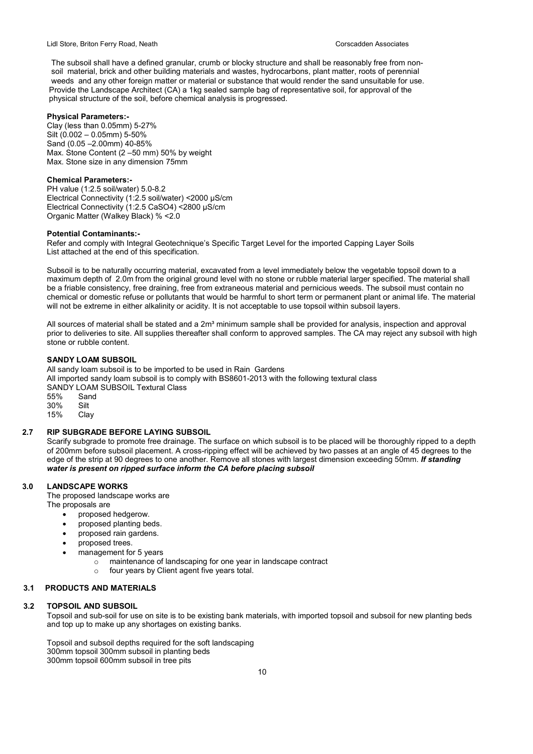The subsoil shall have a defined granular, crumb or blocky structure and shall be reasonably free from non-soil material, brick and other building materials and wastes, hydrocarbons, plant matter, roots of perennial weeds and any other foreign matter or material or substance that would render the sand unsuitable for use. Provide the Landscape Architect (CA) a 1kg sealed sample bag of representative soil, for approval of the physical structure of the soil, before chemical analysis is progressed.

**Physical Parameters:-**

Clay (less than 0.05mm) 5-27%
Silt (0.002 – 0.05mm) 5-50%
Sand (0.05 –2.00mm) 40-85%
Max. Stone Content (2 –50 mm) 50% by weight
Max. Stone size in any dimension 75mm

**Chemical Parameters:-**

PH value (1:2.5 soil/water) 5.0-8.2
Electrical Connectivity (1:2.5 soil/water) <2000 μS/cm
Electrical Connectivity (1:2.5 $CaSO_4$) <2800 μS/cm
Organic Matter (Walkey Black) % <2.0

**Potential Contaminants:-**

Refer and comply with Integral Geotechnique's Specific Target Level for the imported Capping Layer Soils List attached at the end of this specification.

Subsoil is to be naturally occurring material, excavated from a level immediately below the vegetable topsoil down to a maximum depth of 2.0m from the original ground level with no stone or rubble material larger specified. The material shall be a friable consistency, free draining, free from extraneous material and pernicious weeds. The subsoil must contain no chemical or domestic refuse or pollutants that would be harmful to short term or permanent plant or animal life. The material will not be extreme in either alkalinity or acidity. It is not acceptable to use topsoil within subsoil layers.

All sources of material shall be stated and a 2m³ minimum sample shall be provided for analysis, inspection and approval prior to deliveries to site. All supplies thereafter shall conform to approved samples. The CA may reject any subsoil with high stone or rubble content.

**SANDY LOAM SUBSOIL**

All sandy loam subsoil is to be imported to be used in Rain Gardens
All imported sandy loam subsoil is to comply with BS8601-2013 with the following textural class
SANDY LOAM SUBSOIL Textural Class
55% Sand
30% Silt
15% Clay

## 2.7 RIP SUBGRADE BEFORE LAYING SUBSOIL

Scarify subgrade to promote free drainage. The surface on which subsoil is to be placed will be thoroughly ripped to a depth of 200mm before subsoil placement. A cross-ripping effect will be achieved by two passes at an angle of 45 degrees to the edge of the strip at 90 degrees to one another. Remove all stones with largest dimension exceeding 50mm. ***If standing water is present on ripped surface inform the CA before placing subsoil***

## 3.0 LANDSCAPE WORKS

The proposed landscape works are
The proposals are

- proposed hedgerow.
- proposed planting beds.
- proposed rain gardens.
- proposed trees.
- management for 5 years
  - maintenance of landscaping for one year in landscape contract
  - four years by Client agent five years total.

## 3.1 PRODUCTS AND MATERIALS

## 3.2 TOPSOIL AND SUBSOIL

Topsoil and sub-soil for use on site is to be existing bank materials, with imported topsoil and subsoil for new planting beds and top up to make up any shortages on existing banks.

Topsoil and subsoil depths required for the soft landscaping
300mm topsoil 300mm subsoil in planting beds
300mm topsoil 600mm subsoil in tree pits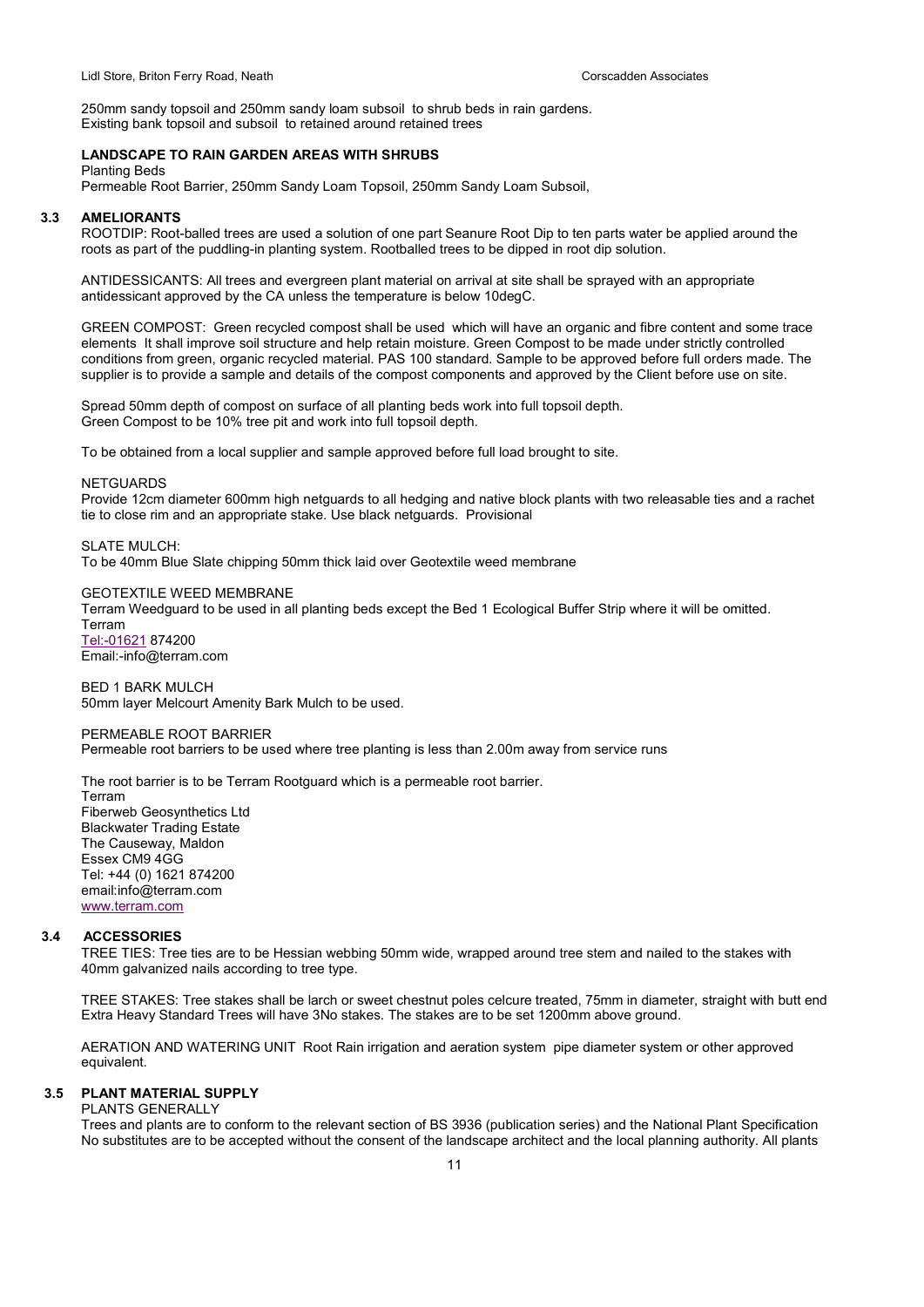250mm sandy topsoil and 250mm sandy loam subsoil to shrub beds in rain gardens.
Existing bank topsoil and subsoil to retained around retained trees

**LANDSCAPE TO RAIN GARDEN AREAS WITH SHRUBS**

Planting Beds
Permeable Root Barrier, 250mm Sandy Loam Topsoil, 250mm Sandy Loam Subsoil,

### 3.3 AMELIORANTS

ROOTDIP: Root-balled trees are used a solution of one part Seanure Root Dip to ten parts water be applied around the roots as part of the puddling-in planting system. Rootballed trees to be dipped in root dip solution.

ANTIDESSICANTS: All trees and evergreen plant material on arrival at site shall be sprayed with an appropriate antidessicant approved by the CA unless the temperature is below 10degC.

GREEN COMPOST: Green recycled compost shall be used which will have an organic and fibre content and some trace elements It shall improve soil structure and help retain moisture. Green Compost to be made under strictly controlled conditions from green, organic recycled material. PAS 100 standard. Sample to be approved before full orders made. The supplier is to provide a sample and details of the compost components and approved by the Client before use on site.

Spread 50mm depth of compost on surface of all planting beds work into full topsoil depth.
Green Compost to be 10% tree pit and work into full topsoil depth.

To be obtained from a local supplier and sample approved before full load brought to site.

NETGUARDS

Provide 12cm diameter 600mm high netguards to all hedging and native block plants with two releasable ties and a rachet tie to close rim and an appropriate stake. Use black netguards. Provisional

SLATE MULCH:

To be 40mm Blue Slate chipping 50mm thick laid over Geotextile weed membrane

GEOTEXTILE WEED MEMBRANE

Terram Weedguard to be used in all planting beds except the Bed 1 Ecological Buffer Strip where it will be omitted.
Terram
Tel:-01621 874200
Email:-info@terram.com

BED 1 BARK MULCH

50mm layer Melcourt Amenity Bark Mulch to be used.

PERMEABLE ROOT BARRIER

Permeable root barriers to be used where tree planting is less than 2.00m away from service runs

The root barrier is to be Terram Rootguard which is a permeable root barrier.
Terram
Fiberweb Geosynthetics Ltd
Blackwater Trading Estate
The Causeway, Maldon
Essex CM9 4GG
Tel: +44 (0) 1621 874200
email:info@terram.com
www.terram.com

### 3.4 ACCESSORIES

TREE TIES: Tree ties are to be Hessian webbing 50mm wide, wrapped around tree stem and nailed to the stakes with 40mm galvanized nails according to tree type.

TREE STAKES: Tree stakes shall be larch or sweet chestnut poles celcure treated, 75mm in diameter, straight with butt end Extra Heavy Standard Trees will have 3No stakes. The stakes are to be set 1200mm above ground.

AERATION AND WATERING UNIT Root Rain irrigation and aeration system pipe diameter system or other approved equivalent.

### 3.5 PLANT MATERIAL SUPPLY

PLANTS GENERALLY

Trees and plants are to conform to the relevant section of BS 3936 (publication series) and the National Plant Specification No substitutes are to be accepted without the consent of the landscape architect and the local planning authority. All plants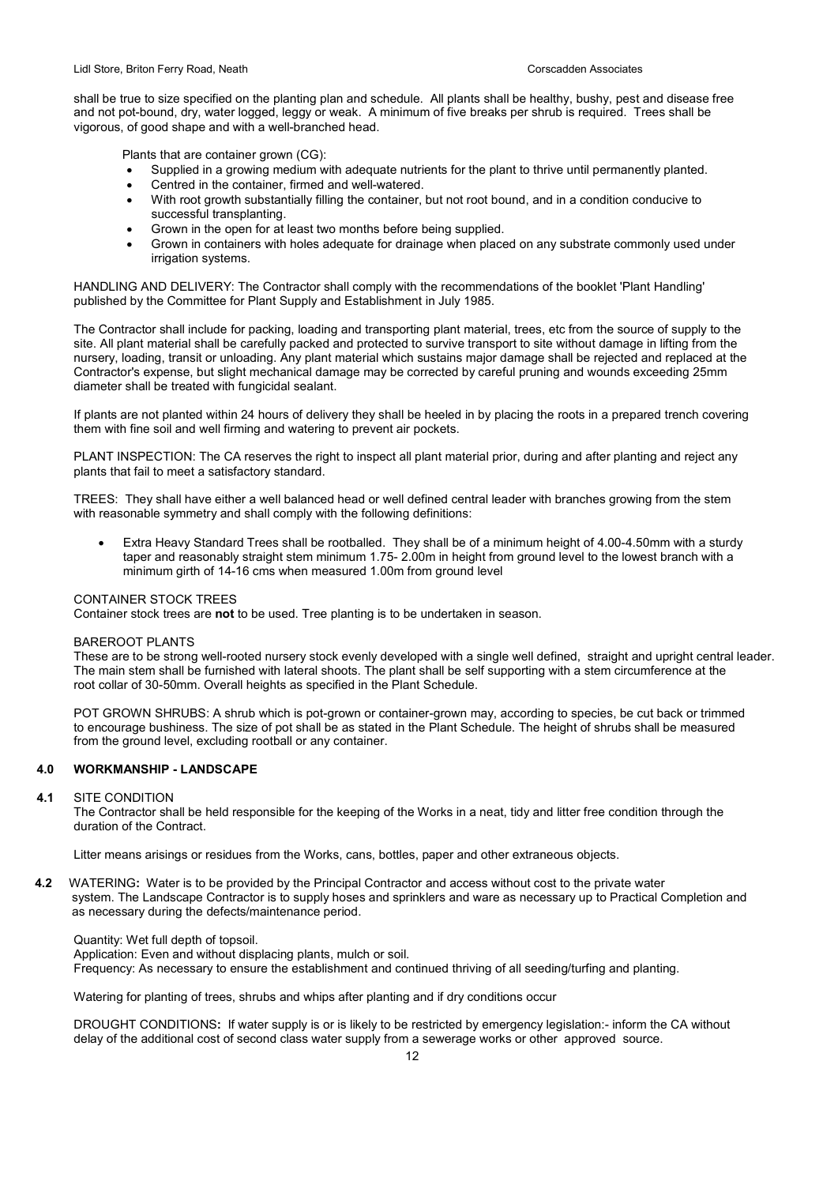shall be true to size specified on the planting plan and schedule. All plants shall be healthy, bushy, pest and disease free and not pot-bound, dry, water logged, leggy or weak. A minimum of five breaks per shrub is required. Trees shall be vigorous, of good shape and with a well-branched head.

Plants that are container grown (CG):

- Supplied in a growing medium with adequate nutrients for the plant to thrive until permanently planted.
- Centred in the container, firmed and well-watered.
- With root growth substantially filling the container, but not root bound, and in a condition conducive to successful transplanting.
- Grown in the open for at least two months before being supplied.
- Grown in containers with holes adequate for drainage when placed on any substrate commonly used under irrigation systems.

HANDLING AND DELIVERY: The Contractor shall comply with the recommendations of the booklet 'Plant Handling' published by the Committee for Plant Supply and Establishment in July 1985.

The Contractor shall include for packing, loading and transporting plant material, trees, etc from the source of supply to the site. All plant material shall be carefully packed and protected to survive transport to site without damage in lifting from the nursery, loading, transit or unloading. Any plant material which sustains major damage shall be rejected and replaced at the Contractor's expense, but slight mechanical damage may be corrected by careful pruning and wounds exceeding 25mm diameter shall be treated with fungicidal sealant.

If plants are not planted within 24 hours of delivery they shall be heeled in by placing the roots in a prepared trench covering them with fine soil and well firming and watering to prevent air pockets.

PLANT INSPECTION: The CA reserves the right to inspect all plant material prior, during and after planting and reject any plants that fail to meet a satisfactory standard.

TREES: They shall have either a well balanced head or well defined central leader with branches growing from the stem with reasonable symmetry and shall comply with the following definitions:

- Extra Heavy Standard Trees shall be rootballed. They shall be of a minimum height of 4.00-4.50mm with a sturdy taper and reasonably straight stem minimum 1.75- 2.00m in height from ground level to the lowest branch with a minimum girth of 14-16 cms when measured 1.00m from ground level

CONTAINER STOCK TREES
Container stock trees are **not** to be used. Tree planting is to be undertaken in season.

BAREROOT PLANTS
These are to be strong well-rooted nursery stock evenly developed with a single well defined, straight and upright central leader. The main stem shall be furnished with lateral shoots. The plant shall be self supporting with a stem circumference at the root collar of 30-50mm. Overall heights as specified in the Plant Schedule.

POT GROWN SHRUBS: A shrub which is pot-grown or container-grown may, according to species, be cut back or trimmed to encourage bushiness. The size of pot shall be as stated in the Plant Schedule. The height of shrubs shall be measured from the ground level, excluding rootball or any container.

## 4.0 WORKMANSHIP - LANDSCAPE

**4.1** SITE CONDITION
The Contractor shall be held responsible for the keeping of the Works in a neat, tidy and litter free condition through the duration of the Contract.

Litter means arisings or residues from the Works, cans, bottles, paper and other extraneous objects.

**4.2** WATERING**:** Water is to be provided by the Principal Contractor and access without cost to the private water system. The Landscape Contractor is to supply hoses and sprinklers and ware as necessary up to Practical Completion and as necessary during the defects/maintenance period.

Quantity: Wet full depth of topsoil.
Application: Even and without displacing plants, mulch or soil.
Frequency: As necessary to ensure the establishment and continued thriving of all seeding/turfing and planting.

Watering for planting of trees, shrubs and whips after planting and if dry conditions occur

DROUGHT CONDITIONS**:** If water supply is or is likely to be restricted by emergency legislation:- inform the CA without delay of the additional cost of second class water supply from a sewerage works or other approved source.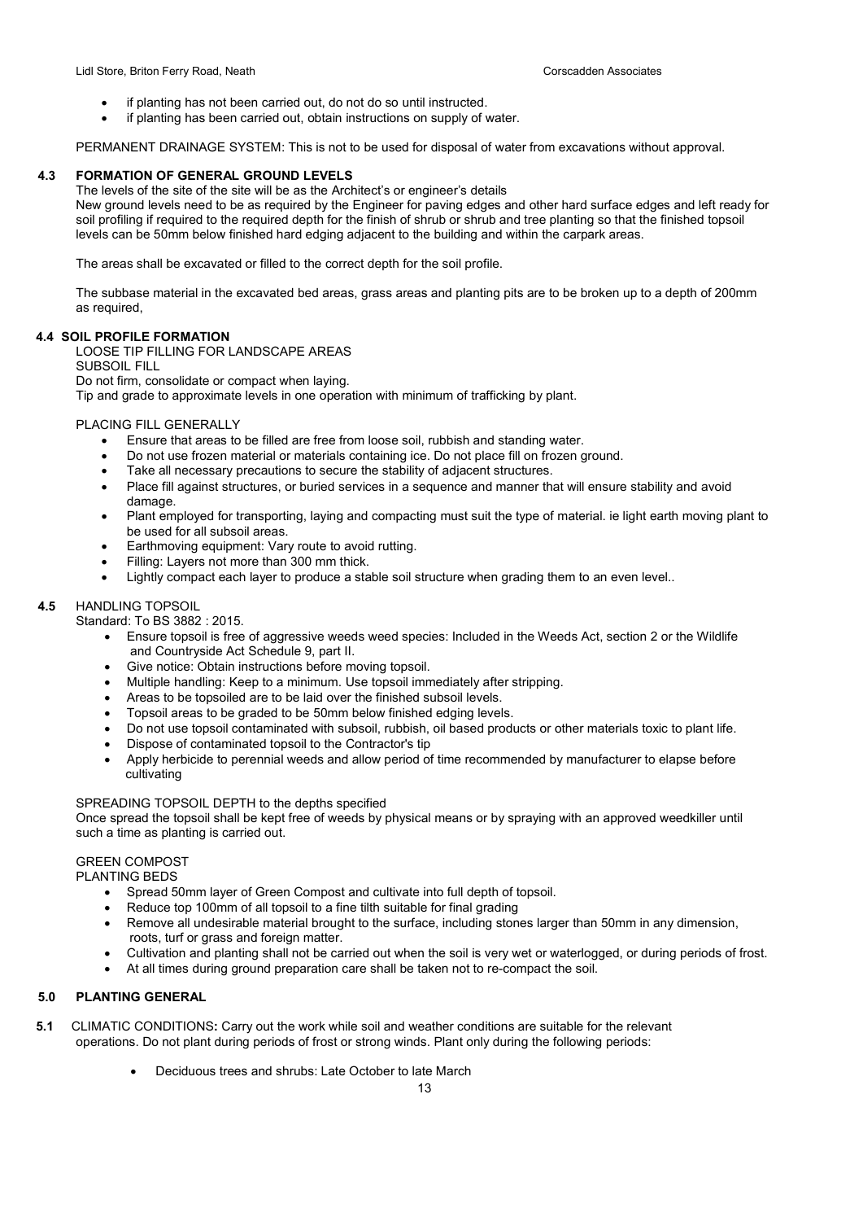- if planting has not been carried out, do not do so until instructed.
- if planting has been carried out, obtain instructions on supply of water.

PERMANENT DRAINAGE SYSTEM: This is not to be used for disposal of water from excavations without approval.

## 4.3 FORMATION OF GENERAL GROUND LEVELS

The levels of the site of the site will be as the Architect's or engineer's details

New ground levels need to be as required by the Engineer for paving edges and other hard surface edges and left ready for soil profiling if required to the required depth for the finish of shrub or shrub and tree planting so that the finished topsoil levels can be 50mm below finished hard edging adjacent to the building and within the carpark areas.

The areas shall be excavated or filled to the correct depth for the soil profile.

The subbase material in the excavated bed areas, grass areas and planting pits are to be broken up to a depth of 200mm as required,

## 4.4 SOIL PROFILE FORMATION

LOOSE TIP FILLING FOR LANDSCAPE AREAS

SUBSOIL FILL

Do not firm, consolidate or compact when laying.

Tip and grade to approximate levels in one operation with minimum of trafficking by plant.

PLACING FILL GENERALLY

- Ensure that areas to be filled are free from loose soil, rubbish and standing water.
- Do not use frozen material or materials containing ice. Do not place fill on frozen ground.
- Take all necessary precautions to secure the stability of adjacent structures.
- Place fill against structures, or buried services in a sequence and manner that will ensure stability and avoid damage.
- Plant employed for transporting, laying and compacting must suit the type of material. ie light earth moving plant to be used for all subsoil areas.
- Earthmoving equipment: Vary route to avoid rutting.
- Filling: Layers not more than 300 mm thick.
- Lightly compact each layer to produce a stable soil structure when grading them to an even level..

## 4.5 HANDLING TOPSOIL

Standard: To BS 3882 : 2015.

- Ensure topsoil is free of aggressive weeds weed species: Included in the Weeds Act, section 2 or the Wildlife and Countryside Act Schedule 9, part II.
- Give notice: Obtain instructions before moving topsoil.
- Multiple handling: Keep to a minimum. Use topsoil immediately after stripping.
- Areas to be topsoiled are to be laid over the finished subsoil levels.
- Topsoil areas to be graded to be 50mm below finished edging levels.
- Do not use topsoil contaminated with subsoil, rubbish, oil based products or other materials toxic to plant life.
- Dispose of contaminated topsoil to the Contractor's tip
- Apply herbicide to perennial weeds and allow period of time recommended by manufacturer to elapse before cultivating

SPREADING TOPSOIL DEPTH to the depths specified

Once spread the topsoil shall be kept free of weeds by physical means or by spraying with an approved weedkiller until such a time as planting is carried out.

GREEN COMPOST

PLANTING BEDS

- Spread 50mm layer of Green Compost and cultivate into full depth of topsoil.
- Reduce top 100mm of all topsoil to a fine tilth suitable for final grading
- Remove all undesirable material brought to the surface, including stones larger than 50mm in any dimension, roots, turf or grass and foreign matter.
- Cultivation and planting shall not be carried out when the soil is very wet or waterlogged, or during periods of frost.
- At all times during ground preparation care shall be taken not to re-compact the soil.

## 5.0 PLANTING GENERAL

**5.1** CLIMATIC CONDITIONS**:** Carry out the work while soil and weather conditions are suitable for the relevant operations. Do not plant during periods of frost or strong winds. Plant only during the following periods:

- Deciduous trees and shrubs: Late October to late March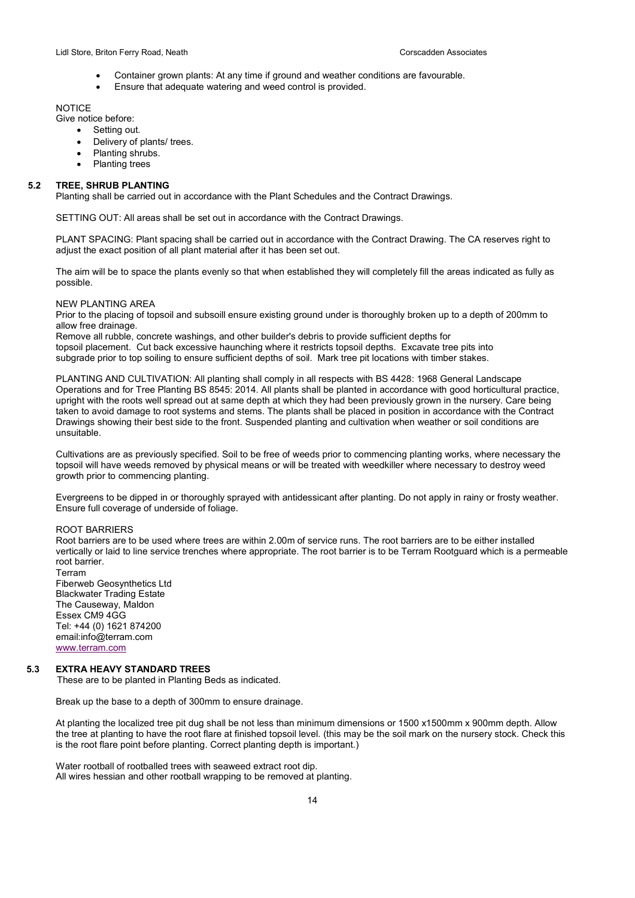- Container grown plants: At any time if ground and weather conditions are favourable.
- Ensure that adequate watering and weed control is provided.

NOTICE

Give notice before:

- Setting out.
- Delivery of plants/ trees.
- Planting shrubs.
- Planting trees

## 5.2 TREE, SHRUB PLANTING

Planting shall be carried out in accordance with the Plant Schedules and the Contract Drawings.

SETTING OUT: All areas shall be set out in accordance with the Contract Drawings.

PLANT SPACING: Plant spacing shall be carried out in accordance with the Contract Drawing. The CA reserves right to adjust the exact position of all plant material after it has been set out.

The aim will be to space the plants evenly so that when established they will completely fill the areas indicated as fully as possible.

NEW PLANTING AREA

Prior to the placing of topsoil and subsoill ensure existing ground under is thoroughly broken up to a depth of 200mm to allow free drainage.

Remove all rubble, concrete washings, and other builder's debris to provide sufficient depths for topsoil placement. Cut back excessive haunching where it restricts topsoil depths. Excavate tree pits into subgrade prior to top soiling to ensure sufficient depths of soil. Mark tree pit locations with timber stakes.

PLANTING AND CULTIVATION: All planting shall comply in all respects with BS 4428: 1968 General Landscape Operations and for Tree Planting BS 8545: 2014. All plants shall be planted in accordance with good horticultural practice, upright with the roots well spread out at same depth at which they had been previously grown in the nursery. Care being taken to avoid damage to root systems and stems. The plants shall be placed in position in accordance with the Contract Drawings showing their best side to the front. Suspended planting and cultivation when weather or soil conditions are unsuitable.

Cultivations are as previously specified. Soil to be free of weeds prior to commencing planting works, where necessary the topsoil will have weeds removed by physical means or will be treated with weedkiller where necessary to destroy weed growth prior to commencing planting.

Evergreens to be dipped in or thoroughly sprayed with antidessicant after planting. Do not apply in rainy or frosty weather. Ensure full coverage of underside of foliage.

ROOT BARRIERS

Root barriers are to be used where trees are within 2.00m of service runs. The root barriers are to be either installed vertically or laid to line service trenches where appropriate. The root barrier is to be Terram Rootguard which is a permeable root barrier.

Terram
Fiberweb Geosynthetics Ltd
Blackwater Trading Estate
The Causeway, Maldon
Essex CM9 4GG
Tel: +44 (0) 1621 874200
email:info@terram.com
www.terram.com

## 5.3 EXTRA HEAVY STANDARD TREES

These are to be planted in Planting Beds as indicated.

Break up the base to a depth of 300mm to ensure drainage.

At planting the localized tree pit dug shall be not less than minimum dimensions or 1500 x1500mm x 900mm depth. Allow the tree at planting to have the root flare at finished topsoil level. (this may be the soil mark on the nursery stock. Check this is the root flare point before planting. Correct planting depth is important.)

Water rootball of rootballed trees with seaweed extract root dip.
All wires hessian and other rootball wrapping to be removed at planting.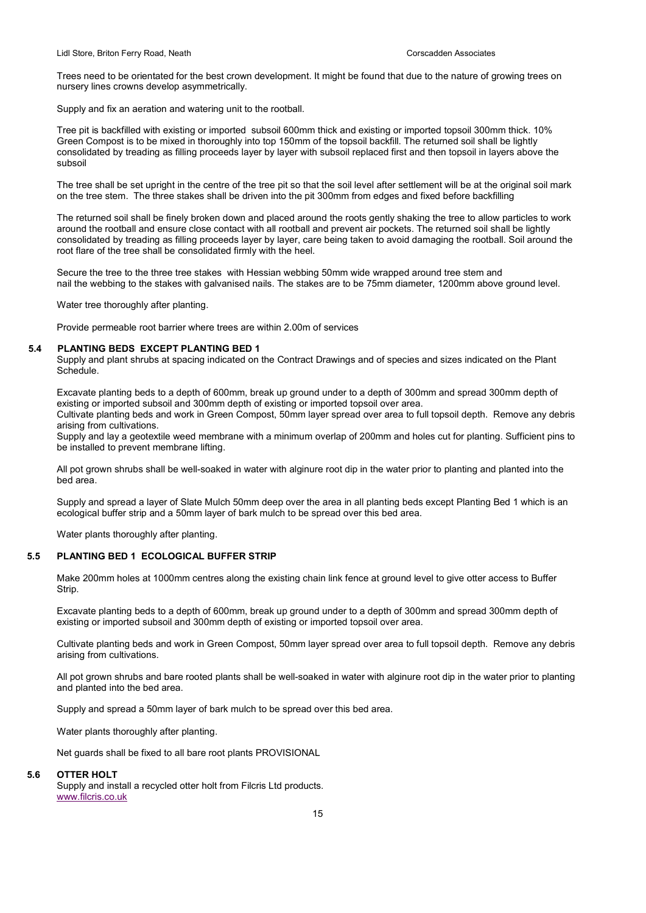Trees need to be orientated for the best crown development. It might be found that due to the nature of growing trees on nursery lines crowns develop asymmetrically.

Supply and fix an aeration and watering unit to the rootball.

Tree pit is backfilled with existing or imported subsoil 600mm thick and existing or imported topsoil 300mm thick. 10% Green Compost is to be mixed in thoroughly into top 150mm of the topsoil backfill. The returned soil shall be lightly consolidated by treading as filling proceeds layer by layer with subsoil replaced first and then topsoil in layers above the subsoil

The tree shall be set upright in the centre of the tree pit so that the soil level after settlement will be at the original soil mark on the tree stem. The three stakes shall be driven into the pit 300mm from edges and fixed before backfilling

The returned soil shall be finely broken down and placed around the roots gently shaking the tree to allow particles to work around the rootball and ensure close contact with all rootball and prevent air pockets. The returned soil shall be lightly consolidated by treading as filling proceeds layer by layer, care being taken to avoid damaging the rootball. Soil around the root flare of the tree shall be consolidated firmly with the heel.

Secure the tree to the three tree stakes with Hessian webbing 50mm wide wrapped around tree stem and nail the webbing to the stakes with galvanised nails. The stakes are to be 75mm diameter, 1200mm above ground level.

Water tree thoroughly after planting.

Provide permeable root barrier where trees are within 2.00m of services

## 5.4 PLANTING BEDS EXCEPT PLANTING BED 1

Supply and plant shrubs at spacing indicated on the Contract Drawings and of species and sizes indicated on the Plant Schedule.

Excavate planting beds to a depth of 600mm, break up ground under to a depth of 300mm and spread 300mm depth of existing or imported subsoil and 300mm depth of existing or imported topsoil over area.
Cultivate planting beds and work in Green Compost, 50mm layer spread over area to full topsoil depth. Remove any debris arising from cultivations.
Supply and lay a geotextile weed membrane with a minimum overlap of 200mm and holes cut for planting. Sufficient pins to be installed to prevent membrane lifting.

All pot grown shrubs shall be well-soaked in water with alginure root dip in the water prior to planting and planted into the bed area.

Supply and spread a layer of Slate Mulch 50mm deep over the area in all planting beds except Planting Bed 1 which is an ecological buffer strip and a 50mm layer of bark mulch to be spread over this bed area.

Water plants thoroughly after planting.

## 5.5 PLANTING BED 1 ECOLOGICAL BUFFER STRIP

Make 200mm holes at 1000mm centres along the existing chain link fence at ground level to give otter access to Buffer Strip.

Excavate planting beds to a depth of 600mm, break up ground under to a depth of 300mm and spread 300mm depth of existing or imported subsoil and 300mm depth of existing or imported topsoil over area.

Cultivate planting beds and work in Green Compost, 50mm layer spread over area to full topsoil depth. Remove any debris arising from cultivations.

All pot grown shrubs and bare rooted plants shall be well-soaked in water with alginure root dip in the water prior to planting and planted into the bed area.

Supply and spread a 50mm layer of bark mulch to be spread over this bed area.

Water plants thoroughly after planting.

Net guards shall be fixed to all bare root plants PROVISIONAL

## 5.6 OTTER HOLT

Supply and install a recycled otter holt from Filcris Ltd products.
www.filcris.co.uk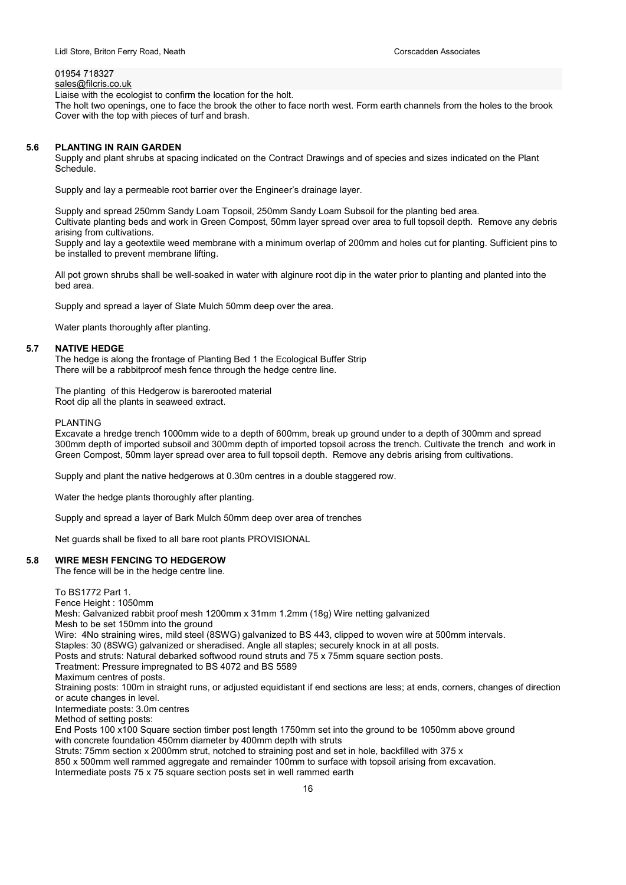01954 718327
sales@filcris.co.uk

Liaise with the ecologist to confirm the location for the holt.
The holt two openings, one to face the brook the other to face north west. Form earth channels from the holes to the brook
Cover with the top with pieces of turf and brash.

## 5.6 PLANTING IN RAIN GARDEN

Supply and plant shrubs at spacing indicated on the Contract Drawings and of species and sizes indicated on the Plant Schedule.

Supply and lay a permeable root barrier over the Engineer's drainage layer.

Supply and spread 250mm Sandy Loam Topsoil, 250mm Sandy Loam Subsoil for the planting bed area.
Cultivate planting beds and work in Green Compost, 50mm layer spread over area to full topsoil depth. Remove any debris arising from cultivations.
Supply and lay a geotextile weed membrane with a minimum overlap of 200mm and holes cut for planting. Sufficient pins to be installed to prevent membrane lifting.

All pot grown shrubs shall be well-soaked in water with alginure root dip in the water prior to planting and planted into the bed area.

Supply and spread a layer of Slate Mulch 50mm deep over the area.

Water plants thoroughly after planting.

## 5.7 NATIVE HEDGE

The hedge is along the frontage of Planting Bed 1 the Ecological Buffer Strip
There will be a rabbitproof mesh fence through the hedge centre line.

The planting of this Hedgerow is barerooted material
Root dip all the plants in seaweed extract.

PLANTING

Excavate a hredge trench 1000mm wide to a depth of 600mm, break up ground under to a depth of 300mm and spread 300mm depth of imported subsoil and 300mm depth of imported topsoil across the trench. Cultivate the trench and work in Green Compost, 50mm layer spread over area to full topsoil depth. Remove any debris arising from cultivations.

Supply and plant the native hedgerows at 0.30m centres in a double staggered row.

Water the hedge plants thoroughly after planting.

Supply and spread a layer of Bark Mulch 50mm deep over area of trenches

Net guards shall be fixed to all bare root plants PROVISIONAL

## 5.8 WIRE MESH FENCING TO HEDGEROW

The fence will be in the hedge centre line.

To BS1772 Part 1.
Fence Height : 1050mm
Mesh: Galvanized rabbit proof mesh 1200mm x 31mm 1.2mm (18g) Wire netting galvanized
Mesh to be set 150mm into the ground
Wire: 4No straining wires, mild steel (8SWG) galvanized to BS 443, clipped to woven wire at 500mm intervals.
Staples: 30 (8SWG) galvanized or sheradised. Angle all staples; securely knock in at all posts.
Posts and struts: Natural debarked softwood round struts and 75 x 75mm square section posts.
Treatment: Pressure impregnated to BS 4072 and BS 5589
Maximum centres of posts.
Straining posts: 100m in straight runs, or adjusted equidistant if end sections are less; at ends, corners, changes of direction or acute changes in level.
Intermediate posts: 3.0m centres
Method of setting posts:
End Posts 100 x100 Square section timber post length 1750mm set into the ground to be 1050mm above ground with concrete foundation 450mm diameter by 400mm depth with struts
Struts: 75mm section x 2000mm strut, notched to straining post and set in hole, backfilled with 375 x 850 x 500mm well rammed aggregate and remainder 100mm to surface with topsoil arising from excavation.
Intermediate posts 75 x 75 square section posts set in well rammed earth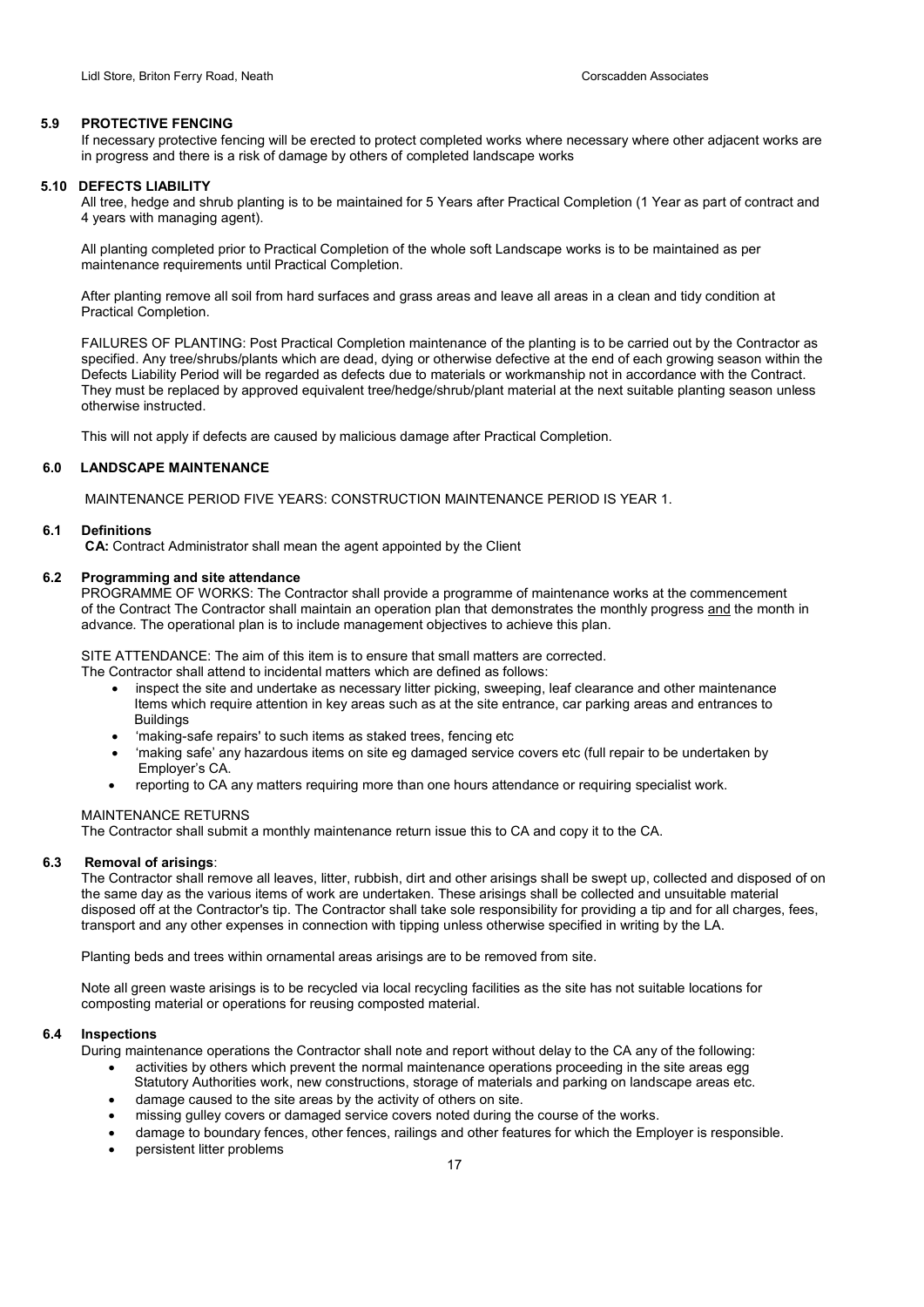### 5.9 PROTECTIVE FENCING

If necessary protective fencing will be erected to protect completed works where necessary where other adjacent works are in progress and there is a risk of damage by others of completed landscape works

### 5.10 DEFECTS LIABILITY

All tree, hedge and shrub planting is to be maintained for 5 Years after Practical Completion (1 Year as part of contract and 4 years with managing agent).

All planting completed prior to Practical Completion of the whole soft Landscape works is to be maintained as per maintenance requirements until Practical Completion.

After planting remove all soil from hard surfaces and grass areas and leave all areas in a clean and tidy condition at Practical Completion.

FAILURES OF PLANTING: Post Practical Completion maintenance of the planting is to be carried out by the Contractor as specified. Any tree/shrubs/plants which are dead, dying or otherwise defective at the end of each growing season within the Defects Liability Period will be regarded as defects due to materials or workmanship not in accordance with the Contract. They must be replaced by approved equivalent tree/hedge/shrub/plant material at the next suitable planting season unless otherwise instructed.

This will not apply if defects are caused by malicious damage after Practical Completion.

## 6.0 LANDSCAPE MAINTENANCE

MAINTENANCE PERIOD FIVE YEARS: CONSTRUCTION MAINTENANCE PERIOD IS YEAR 1.

### 6.1 Definitions

**CA:** Contract Administrator shall mean the agent appointed by the Client

### 6.2 Programming and site attendance

PROGRAMME OF WORKS: The Contractor shall provide a programme of maintenance works at the commencement of the Contract The Contractor shall maintain an operation plan that demonstrates the monthly progress and the month in advance. The operational plan is to include management objectives to achieve this plan.

SITE ATTENDANCE: The aim of this item is to ensure that small matters are corrected.
The Contractor shall attend to incidental matters which are defined as follows:

- inspect the site and undertake as necessary litter picking, sweeping, leaf clearance and other maintenance Items which require attention in key areas such as at the site entrance, car parking areas and entrances to Buildings
- 'making-safe repairs' to such items as staked trees, fencing etc
- 'making safe' any hazardous items on site eg damaged service covers etc (full repair to be undertaken by Employer's CA.
- reporting to CA any matters requiring more than one hours attendance or requiring specialist work.

MAINTENANCE RETURNS
The Contractor shall submit a monthly maintenance return issue this to CA and copy it to the CA.

### 6.3 Removal of arisings:

The Contractor shall remove all leaves, litter, rubbish, dirt and other arisings shall be swept up, collected and disposed of on the same day as the various items of work are undertaken. These arisings shall be collected and unsuitable material disposed off at the Contractor's tip. The Contractor shall take sole responsibility for providing a tip and for all charges, fees, transport and any other expenses in connection with tipping unless otherwise specified in writing by the LA.

Planting beds and trees within ornamental areas arisings are to be removed from site.

Note all green waste arisings is to be recycled via local recycling facilities as the site has not suitable locations for composting material or operations for reusing composted material.

### 6.4 Inspections

During maintenance operations the Contractor shall note and report without delay to the CA any of the following:

- activities by others which prevent the normal maintenance operations proceeding in the site areas egg Statutory Authorities work, new constructions, storage of materials and parking on landscape areas etc.
- damage caused to the site areas by the activity of others on site.
- missing gulley covers or damaged service covers noted during the course of the works.
- damage to boundary fences, other fences, railings and other features for which the Employer is responsible.
- persistent litter problems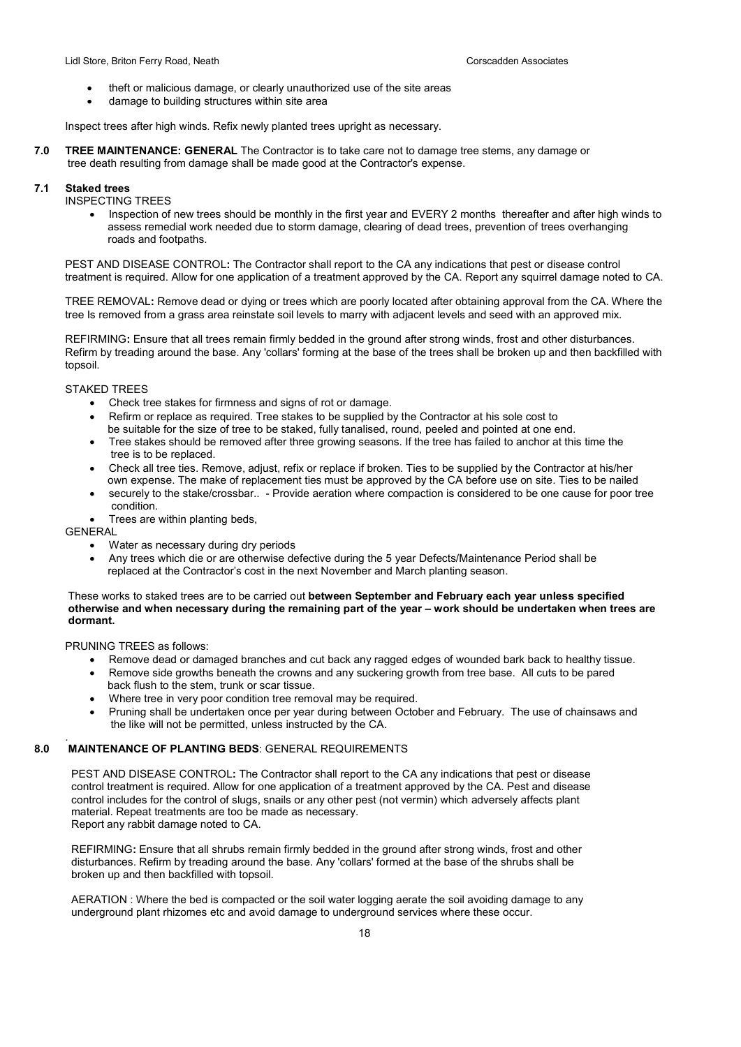- theft or malicious damage, or clearly unauthorized use of the site areas
- damage to building structures within site area

Inspect trees after high winds. Refix newly planted trees upright as necessary.

## 7.0 TREE MAINTENANCE: GENERAL

The Contractor is to take care not to damage tree stems, any damage or tree death resulting from damage shall be made good at the Contractor's expense.

### 7.1 Staked trees

INSPECTING TREES

- Inspection of new trees should be monthly in the first year and EVERY 2 months thereafter and after high winds to assess remedial work needed due to storm damage, clearing of dead trees, prevention of trees overhanging roads and footpaths.

PEST AND DISEASE CONTROL**:** The Contractor shall report to the CA any indications that pest or disease control treatment is required. Allow for one application of a treatment approved by the CA. Report any squirrel damage noted to CA.

TREE REMOVAL**:** Remove dead or dying or trees which are poorly located after obtaining approval from the CA. Where the tree Is removed from a grass area reinstate soil levels to marry with adjacent levels and seed with an approved mix.

REFIRMING**:** Ensure that all trees remain firmly bedded in the ground after strong winds, frost and other disturbances. Refirm by treading around the base. Any 'collars' forming at the base of the trees shall be broken up and then backfilled with topsoil.

STAKED TREES

- Check tree stakes for firmness and signs of rot or damage.
- Refirm or replace as required. Tree stakes to be supplied by the Contractor at his sole cost to be suitable for the size of tree to be staked, fully tanalised, round, peeled and pointed at one end.
- Tree stakes should be removed after three growing seasons. If the tree has failed to anchor at this time the tree is to be replaced.
- Check all tree ties. Remove, adjust, refix or replace if broken. Ties to be supplied by the Contractor at his/her own expense. The make of replacement ties must be approved by the CA before use on site. Ties to be nailed
- securely to the stake/crossbar.. - Provide aeration where compaction is considered to be one cause for poor tree condition.
- Trees are within planting beds,

GENERAL

- Water as necessary during dry periods
- Any trees which die or are otherwise defective during the 5 year Defects/Maintenance Period shall be replaced at the Contractor's cost in the next November and March planting season.

These works to staked trees are to be carried out **between September and February each year unless specified otherwise and when necessary during the remaining part of the year – work should be undertaken when trees are dormant.**

PRUNING TREES as follows:

- Remove dead or damaged branches and cut back any ragged edges of wounded bark back to healthy tissue.
- Remove side growths beneath the crowns and any suckering growth from tree base. All cuts to be pared back flush to the stem, trunk or scar tissue.
- Where tree in very poor condition tree removal may be required.
- Pruning shall be undertaken once per year during between October and February. The use of chainsaws and the like will not be permitted, unless instructed by the CA.

## 8.0 MAINTENANCE OF PLANTING BEDS: GENERAL REQUIREMENTS

PEST AND DISEASE CONTROL**:** The Contractor shall report to the CA any indications that pest or disease control treatment is required. Allow for one application of a treatment approved by the CA. Pest and disease control includes for the control of slugs, snails or any other pest (not vermin) which adversely affects plant material. Repeat treatments are too be made as necessary.
Report any rabbit damage noted to CA.

REFIRMING**:** Ensure that all shrubs remain firmly bedded in the ground after strong winds, frost and other disturbances. Refirm by treading around the base. Any 'collars' formed at the base of the shrubs shall be broken up and then backfilled with topsoil.

AERATION : Where the bed is compacted or the soil water logging aerate the soil avoiding damage to any underground plant rhizomes etc and avoid damage to underground services where these occur.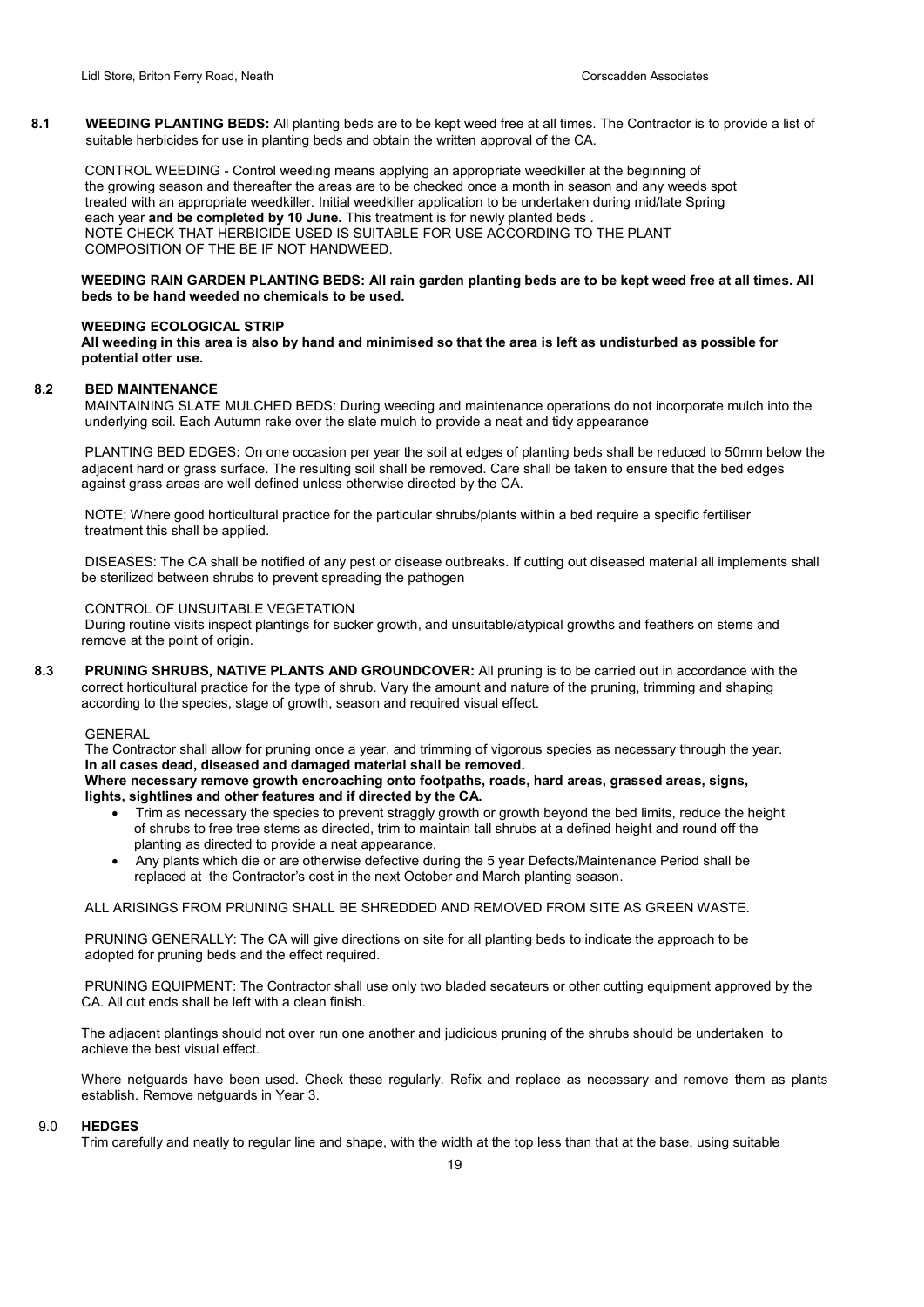**8.1 WEEDING PLANTING BEDS:** All planting beds are to be kept weed free at all times. The Contractor is to provide a list of suitable herbicides for use in planting beds and obtain the written approval of the CA.

CONTROL WEEDING - Control weeding means applying an appropriate weedkiller at the beginning of the growing season and thereafter the areas are to be checked once a month in season and any weeds spot treated with an appropriate weedkiller. Initial weedkiller application to be undertaken during mid/late Spring each year **and be completed by 10 June.** This treatment is for newly planted beds .
NOTE CHECK THAT HERBICIDE USED IS SUITABLE FOR USE ACCORDING TO THE PLANT COMPOSITION OF THE BE IF NOT HANDWEED.

**WEEDING RAIN GARDEN PLANTING BEDS: All rain garden planting beds are to be kept weed free at all times. All beds to be hand weeded no chemicals to be used.**

**WEEDING ECOLOGICAL STRIP**
**All weeding in this area is also by hand and minimised so that the area is left as undisturbed as possible for potential otter use.**

**8.2 BED MAINTENANCE**

MAINTAINING SLATE MULCHED BEDS: During weeding and maintenance operations do not incorporate mulch into the underlying soil. Each Autumn rake over the slate mulch to provide a neat and tidy appearance

PLANTING BED EDGES**:** On one occasion per year the soil at edges of planting beds shall be reduced to 50mm below the adjacent hard or grass surface. The resulting soil shall be removed. Care shall be taken to ensure that the bed edges against grass areas are well defined unless otherwise directed by the CA.

NOTE; Where good horticultural practice for the particular shrubs/plants within a bed require a specific fertiliser treatment this shall be applied.

DISEASES: The CA shall be notified of any pest or disease outbreaks. If cutting out diseased material all implements shall be sterilized between shrubs to prevent spreading the pathogen

CONTROL OF UNSUITABLE VEGETATION
During routine visits inspect plantings for sucker growth, and unsuitable/atypical growths and feathers on stems and remove at the point of origin.

**8.3 PRUNING SHRUBS, NATIVE PLANTS AND GROUNDCOVER:** All pruning is to be carried out in accordance with the correct horticultural practice for the type of shrub. Vary the amount and nature of the pruning, trimming and shaping according to the species, stage of growth, season and required visual effect.

GENERAL
The Contractor shall allow for pruning once a year, and trimming of vigorous species as necessary through the year.
**In all cases dead, diseased and damaged material shall be removed.**
**Where necessary remove growth encroaching onto footpaths, roads, hard areas, grassed areas, signs, lights, sightlines and other features and if directed by the CA.**

- Trim as necessary the species to prevent straggly growth or growth beyond the bed limits, reduce the height of shrubs to free tree stems as directed, trim to maintain tall shrubs at a defined height and round off the planting as directed to provide a neat appearance.
- Any plants which die or are otherwise defective during the 5 year Defects/Maintenance Period shall be replaced at the Contractor's cost in the next October and March planting season.

ALL ARISINGS FROM PRUNING SHALL BE SHREDDED AND REMOVED FROM SITE AS GREEN WASTE.

PRUNING GENERALLY: The CA will give directions on site for all planting beds to indicate the approach to be adopted for pruning beds and the effect required.

PRUNING EQUIPMENT: The Contractor shall use only two bladed secateurs or other cutting equipment approved by the CA. All cut ends shall be left with a clean finish.

The adjacent plantings should not over run one another and judicious pruning of the shrubs should be undertaken to achieve the best visual effect.

Where netguards have been used. Check these regularly. Refix and replace as necessary and remove them as plants establish. Remove netguards in Year 3.

**9.0 HEDGES**

Trim carefully and neatly to regular line and shape, with the width at the top less than that at the base, using suitable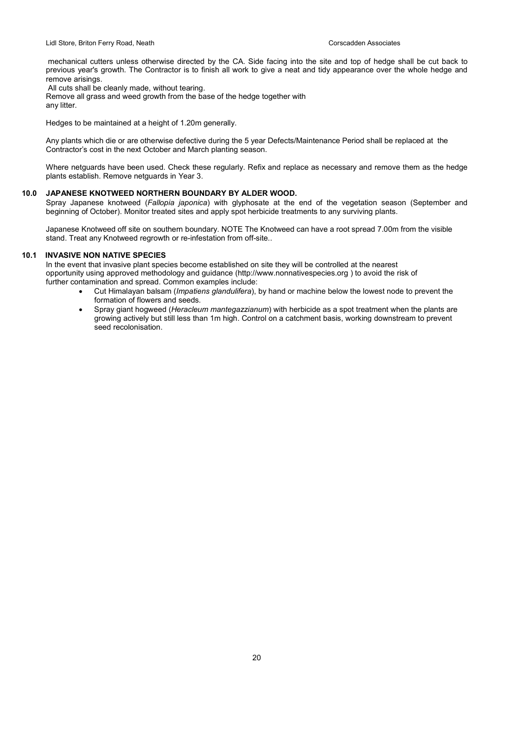mechanical cutters unless otherwise directed by the CA. Side facing into the site and top of hedge shall be cut back to previous year's growth. The Contractor is to finish all work to give a neat and tidy appearance over the whole hedge and remove arisings.

All cuts shall be cleanly made, without tearing.

Remove all grass and weed growth from the base of the hedge together with any litter.

Hedges to be maintained at a height of 1.20m generally.

Any plants which die or are otherwise defective during the 5 year Defects/Maintenance Period shall be replaced at the Contractor's cost in the next October and March planting season.

Where netguards have been used. Check these regularly. Refix and replace as necessary and remove them as the hedge plants establish. Remove netguards in Year 3.

## 10.0 JAPANESE KNOTWEED NORTHERN BOUNDARY BY ALDER WOOD.

Spray Japanese knotweed (*Fallopia japonica*) with glyphosate at the end of the vegetation season (September and beginning of October). Monitor treated sites and apply spot herbicide treatments to any surviving plants.

Japanese Knotweed off site on southern boundary. NOTE The Knotweed can have a root spread 7.00m from the visible stand. Treat any Knotweed regrowth or re-infestation from off-site..

## 10.1 INVASIVE NON NATIVE SPECIES

In the event that invasive plant species become established on site they will be controlled at the nearest opportunity using approved methodology and guidance (http://www.nonnativespecies.org ) to avoid the risk of further contamination and spread. Common examples include:

- Cut Himalayan balsam (*Impatiens glandulifera*), by hand or machine below the lowest node to prevent the formation of flowers and seeds.
- Spray giant hogweed (*Heracleum mantegazzianum*) with herbicide as a spot treatment when the plants are growing actively but still less than 1m high. Control on a catchment basis, working downstream to prevent seed recolonisation.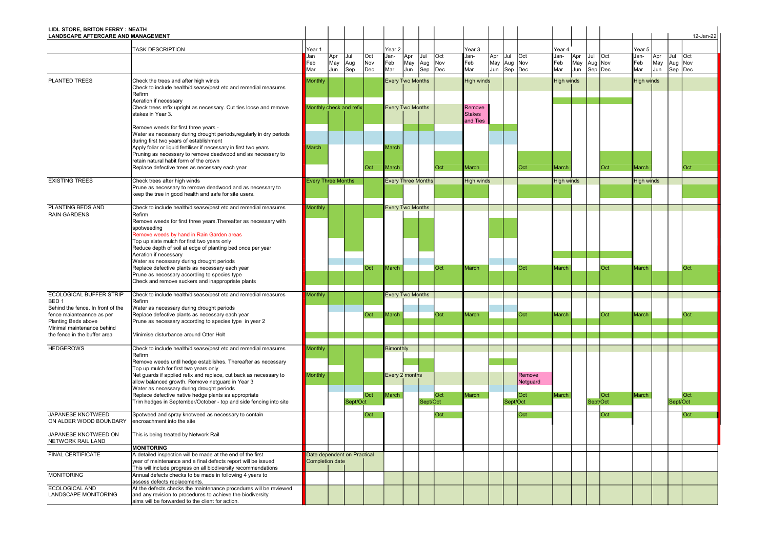**LIDL STORE, BRITON FERRY : NEATH**
**LANDSCAPE AFTERCARE AND MANAGEMENT**

12-Jan-22

| | TASK DESCRIPTION | Year 1 | | | | Year 2 | | | | Year 3 | | | | Year 4 | | | | Year 5 | | | |
|---|---|---|---|---|---|---|---|---|---|---|---|---|---|---|---|---|---|---|---|---|---|
| | | Jan Feb Mar | Apr May Jun | Jul Aug Sep | Oct Nov Dec | Jan- Feb Mar | Apr May Jun | Jul Aug Sep | Oct Nov Dec | Jan- Feb Mar | Apr May Jun | Jul Aug Sep | Oct Nov Dec | Jan- Feb Mar | Apr May Jun | Jul Aug Sep | Oct Nov Dec | Jan- Feb Mar | Apr May Jun | Jul Aug Sep | Oct Nov Dec |
| PLANTED TREES | Check the trees and after high winds | Monthly | | | | Every Two Months | | | | High winds | | | | High winds | | | | High winds | | | |
| | Check to include health/disease/pest etc and remedial measures | | | | | | | | | | | | | | | | | | | | |
| | Refirm | | | | | | | | | | | | | | | | | | | | |
| | Aeration if necessary | | | | | | | | | | | | | | | | | | | | |
| | Check trees refix upright as necessary. Cut ties loose and remove stakes in Year 3. | Monthly check and refix | | | | Every Two Months | | | | Remove Stakes and Ties | | | | | | | | | | | |
| | Remove weeds for first three years - | | | | | | | | | | | | | | | | | | | | |
| | Water as necessary during drought periods,regularly in dry periods during first two years of establishment | | | | | | | | | | | | | | | | | | | | |
| | Apply foliar or liquid fertiliser if necessary in first two years | March | | | | March | | | | | | | | | | | | | | | |
| | Pruning as necessary to remove deadwood and as necessary to retain natural habit form of the crown | | | | | | | | | | | | | | | | | | | | |
| | Replace defective trees as necessary each year | | | | Oct | March | | | Oct | March | | | Oct | March | | | Oct | March | | | Oct |
| EXISTING TREES | Check trees after high winds | Every Three Months | | | | Every Three Months | | | | High winds | | | | High winds | | | | High winds | | | |
| | Prune as necessary to remove deadwood and as necessary to keep the tree in good health and safe for site users. | | | | | | | | | | | | | | | | | | | | |
| PLANTING BEDS AND RAIN GARDENS | Check to include health/disease/pest etc and remedial measures | Monthly | | | | Every Two Months | | | | | | | | | | | | | | | |
| | Refirm | | | | | | | | | | | | | | | | | | | | |
| | Remove weeds for first three years.Thereafter as necessary with spotweeding | | | | | | | | | | | | | | | | | | | | |
| | Remove weeds by hand in Rain Garden areas | | | | | | | | | | | | | | | | | | | | |
| | Top up slate mulch for first two years only | | | | | | | | | | | | | | | | | | | | |
| | Reduce depth of soil at edge of planting bed once per year | | | | | | | | | | | | | | | | | | | | |
| | Aeration if necessary | | | | | | | | | | | | | | | | | | | | |
| | Water as necessary during drought periods | | | | | | | | | | | | | | | | | | | | |
| | Replace defective plants as necessary each year | | | | Oct | March | | | Oct | March | | | Oct | March | | | Oct | March | | | Oct |
| | Prune as necessary according to species type | | | | | | | | | | | | | | | | | | | | |
| | Check and remove suckers and inappropriate plants | | | | | | | | | | | | | | | | | | | | |
| ECOLOGICAL BUFFER STRIP BED 1 | Check to include health/disease/pest etc and remedial measures | Monthly | | | | Every Two Months | | | | | | | | | | | | | | | |
| | Refirm | | | | | | | | | | | | | | | | | | | | |
| Behind the fence. In front of the fence maianteannce as per Planting Beds above | Water as necessary during drought periods | | | | | | | | | | | | | | | | | | | | |
| | Replace defective plants as necessary each year | | | | Oct | March | | | Oct | March | | | Oct | March | | | Oct | March | | | Oct |
| Minimal maintenance behind the fence in the buffer area | Prune as necessary according to species type in year 2 | | | | | | | | | | | | | | | | | | | | |
| | Minimise disturbance around Otter Holt | | | | | | | | | | | | | | | | | | | | |
| HEDGEROWS | Check to include health/disease/pest etc and remedial measures | Monthly | | | | Bimonthly | | | | | | | | | | | | | | | |
| | Refirm | | | | | | | | | | | | | | | | | | | | |
| | Remove weeds until hedge establishes. Thereafter as necessary | | | | | | | | | | | | | | | | | | | | |
| | Top up mulch for first two years only | | | | | | | | | | | | | | | | | | | | |
| | Net guards if applied refix and replace, cut back as necessary to allow balanced growth. Remove netguard in Year 3 | Monthly | | | | Every 2 months | | | | | | | Remove Netguard | | | | | | | | |
| | Water as necessary during drought periods | | | | | | | | | | | | | | | | | | | | |
| | Replace defective native hedge plants as appropriate | | | | Oct | March | | | Oct | March | | | Oct | March | | | Oct | March | | | Oct |
| | Trim hedges in September/October - top and side fencing into site | | | Sept/Oct | | | | Sept/Oct | | | | Sept/Oct | | | | Sept/Oct | | | | Sept/Oct | |
| JAPANESE KNOTWEED ON ALDER WOOD BOUNDARY | Spotweed and spray knotweed as necessary to contain encroachment into the site | | | | Oct | | | | Oct | | | | Oct | | | | Oct | | | | Oct |
| JAPANESE KNOTWEED ON NETWORK RAIL LAND | This is being treated by Network Rail | | | | | | | | | | | | | | | | | | | | |
| | **MONITORING** | | | | | | | | | | | | | | | | | | | | |
| FINAL CERTIFICATE | A detailed inspection will be made at the end of the first year of maintenance and a final defects report will be issued This will include progress on all biodiversity recommendations | Date dependent on Practical Completion date | | | | | | | | | | | | | | | | | | | |
| MONITORING | Annual defects checks to be made in following 4 years to assess defects replacements. | | | | | | | | | | | | | | | | | | | | |
| ECOLOGICAL AND LANDSCAPE MONITORING | At the defects checks the maintenance procedures will be reviewed and any revision to procedures to achieve the biodiversity aims will be forwarded to the client for action. | | | | | | | | | | | | | | | | | | | | |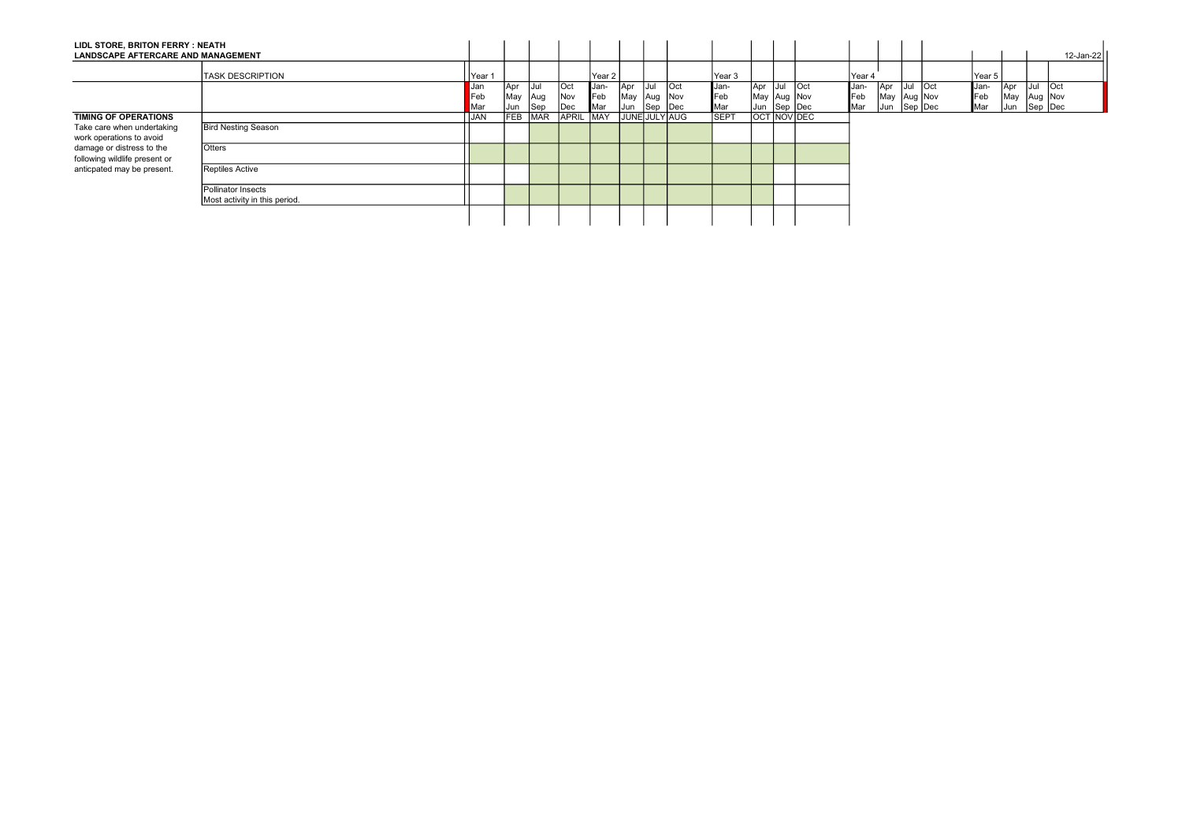**LIDL STORE, BRITON FERRY : NEATH**
**LANDSCAPE AFTERCARE AND MANAGEMENT**

12-Jan-22

| | TASK DESCRIPTION | Year 1 | | | | Year 2 | | | | Year 3 | | | | Year 4 | | | | Year 5 | | | |
|---|---|---|---|---|---|---|---|---|---|---|---|---|---|---|---|---|---|---|---|---|---|
| | | Jan Feb Mar | Apr May Jun | Jul Aug Sep | Oct Nov Dec | Jan- Feb Mar | Apr May Jun | Jul Aug Sep | Oct Nov Dec | Jan- Feb Mar | Apr May Jun | Jul Aug Sep | Oct Nov Dec | Jan- Feb Mar | Apr May Jun | Jul Aug Sep | Oct Nov Dec | Jan- Feb Mar | Apr May Jun | Jul Aug Sep | Oct Nov Dec |
| **TIMING OF OPERATIONS** | | JAN | FEB | MAR | APRIL | MAY | JUNE | JULY | AUG | SEPT | OCT | NOV | DEC | | | | | | | | |
| Take care when undertaking work operations to avoid damage or distress to the following wildlife present or anticpated may be present. | Bird Nesting Season | | | | | | | | | | | | | | | | | | | | |
| | Otters | | | | | | | | | | | | | | | | | | | | |
| | Reptiles Active | | | | | | | | | | | | | | | | | | | | |
| | Pollinator Insects Most activity in this period. | | | | | | | | | | | | | | | | | | | | |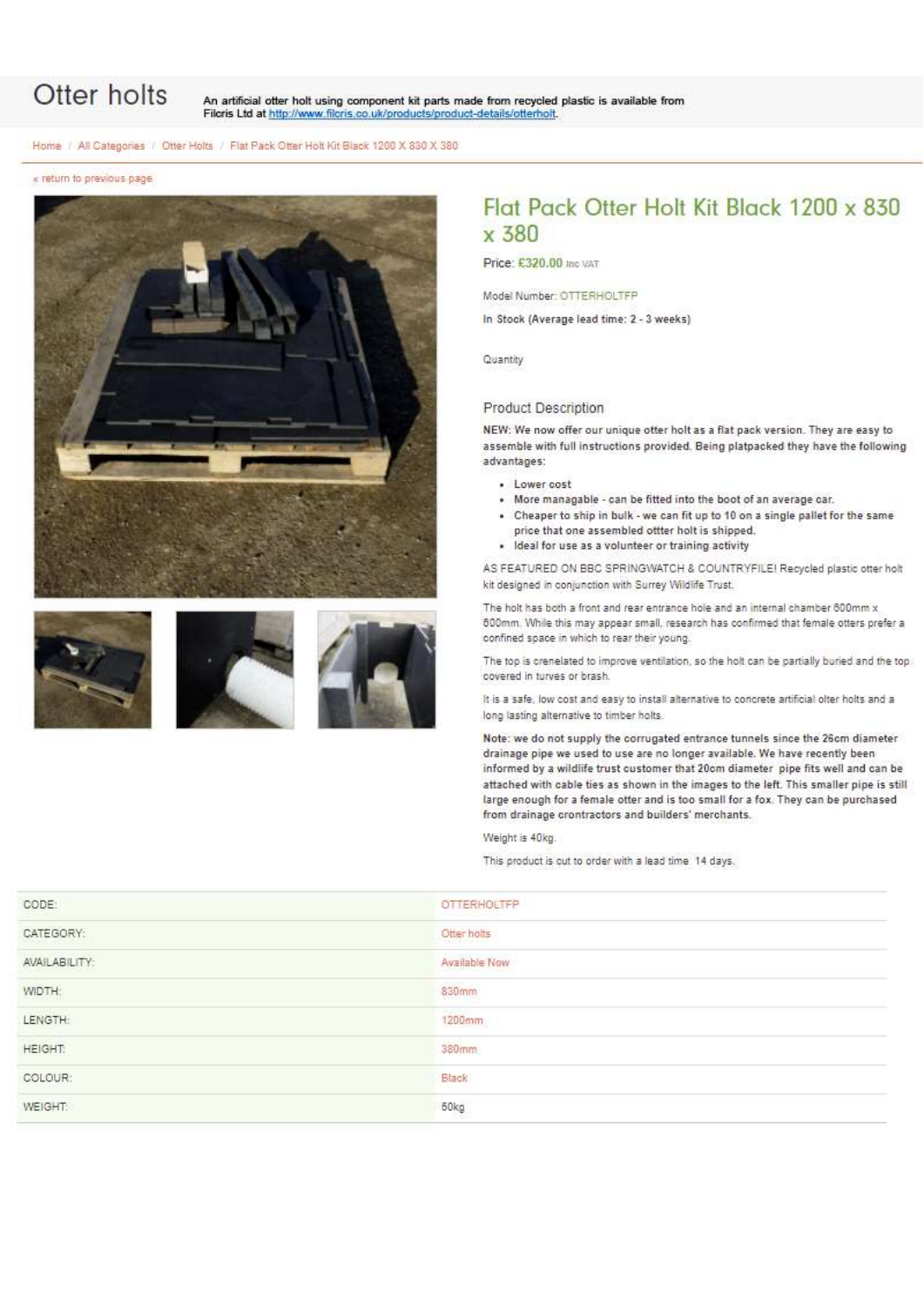# Otter holts

An artificial otter holt using component kit parts made from recycled plastic is available from Filcris Ltd at http://www.filcris.co.uk/products/product-details/otterholt.

Home / All Categories / Otter Holts / Flat Pack Otter Holt Kit Black 1200 X 830 X 380

« return to previous page

## Flat Pack Otter Holt Kit Black 1200 x 830 x 380

Price: £320.00 Inc VAT

Model Number: OTTERHOLTFP

In Stock (Average lead time: 2 - 3 weeks)

Quantity

### Product Description

NEW: We now offer our unique otter holt as a flat pack version. They are easy to assemble with full instructions provided. Being platpacked they have the following advantages:

- Lower cost
- More managable - can be fitted into the boot of an average car.
- Cheaper to ship in bulk - we can fit up to 10 on a single pallet for the same price that one assembled ottter holt is shipped.
- Ideal for use as a volunteer or training activity

AS FEATURED ON BBC SPRINGWATCH & COUNTRYFILE! Recycled plastic otter holt kit designed in conjunction with Surrey Wildlife Trust.

The holt has both a front and rear entrance hole and an internal chamber 600mm x 600mm. While this may appear small, research has confirmed that female otters prefer a confined space in which to rear their young.

The top is crenelated to improve ventilation, so the holt can be partially buried and the top covered in turves or brash.

It is a safe, low cost and easy to install alternative to concrete artificial otter holts and a long lasting alternative to timber holts.

Note: we do not supply the corrugated entrance tunnels since the 26cm diameter drainage pipe we used to use are no longer available. We have recently been informed by a wildlife trust customer that 20cm diameter pipe fits well and can be attached with cable ties as shown in the images to the left. This smaller pipe is still large enough for a female otter and is too small for a fox. They can be purchased from drainage crontractors and builders' merchants.

Weight is 40kg.

This product is cut to order with a lead time 14 days.

| | |
|---|---|
| CODE: | OTTERHOLTFP |
| CATEGORY: | Otter holts |
| AVAILABILITY: | Available Now |
| WIDTH: | 830mm |
| LENGTH: | 1200mm |
| HEIGHT: | 380mm |
| COLOUR: | Black |
| WEIGHT: | 50kg |